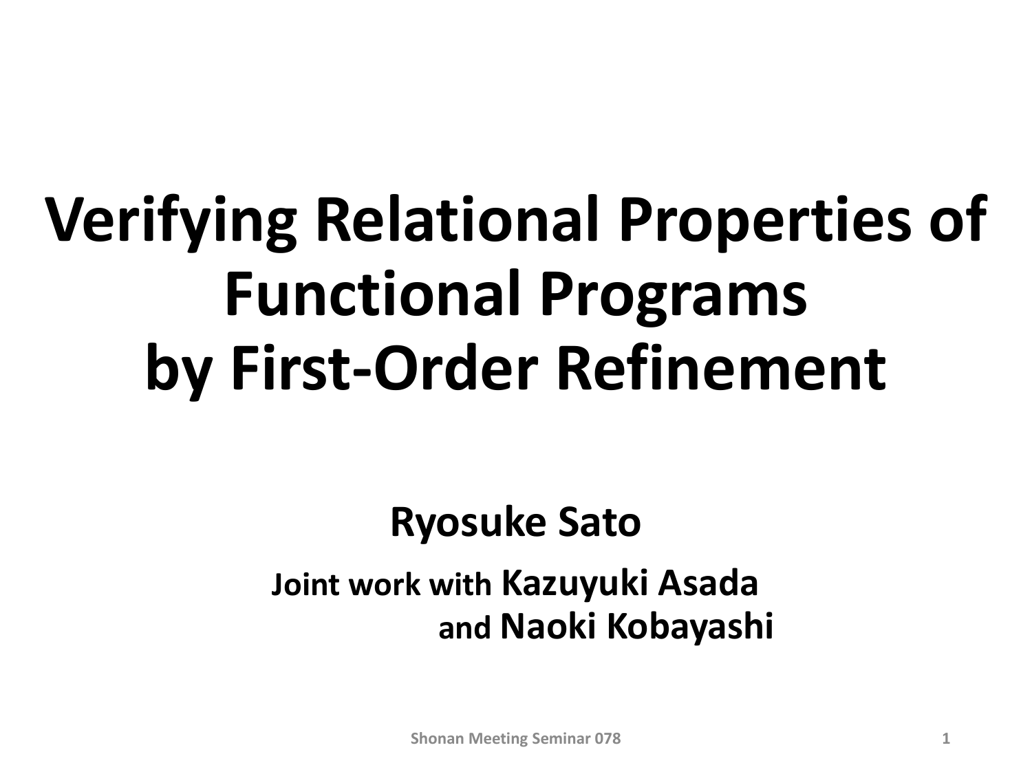# Verifying Relational Properties of Functional Programs by First-Order Refinement

**Ryosuke Sato**

**Joint work with Kazuyuki Asada and Naoki Kobayashi**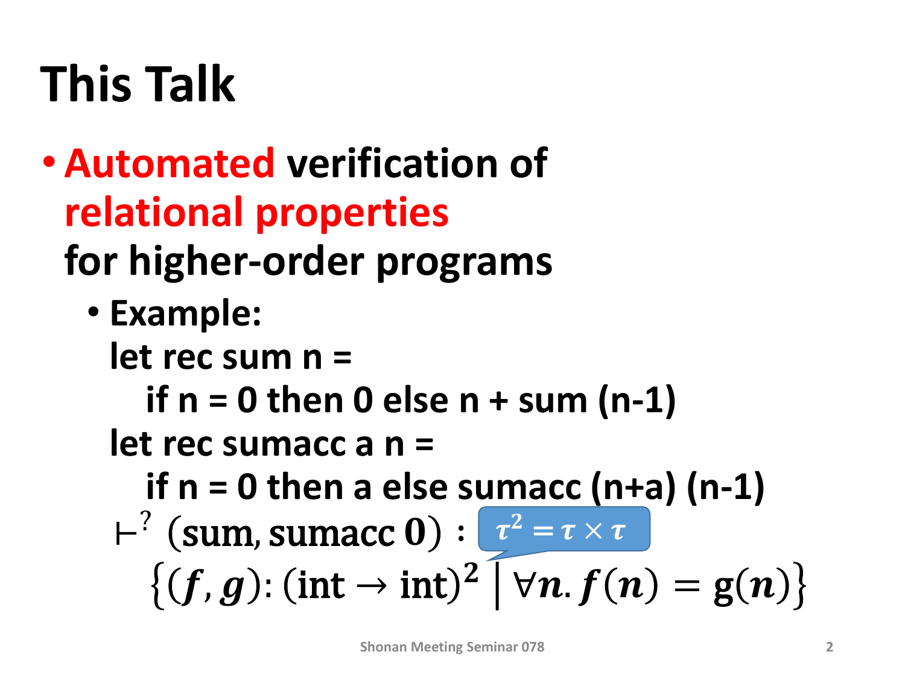# This Talk

- **Automated verification of relational properties for higher-order programs**
  - **Example:**

```
let rec sum n =
  if n = 0 then 0 else n + sum (n-1)
let rec sumacc a n =
  if n = 0 then a else sumacc (n+a) (n-1)
```

$$\vdash^{?} (\mathrm{sum}, \mathrm{sumacc}\ 0) : \{(f, g) : (\mathrm{int} \to \mathrm{int})^2 \mid \forall n.\, f(n) = g(n)\}$$

$\tau^2 = \tau \times \tau$

Shonan Meeting Seminar 078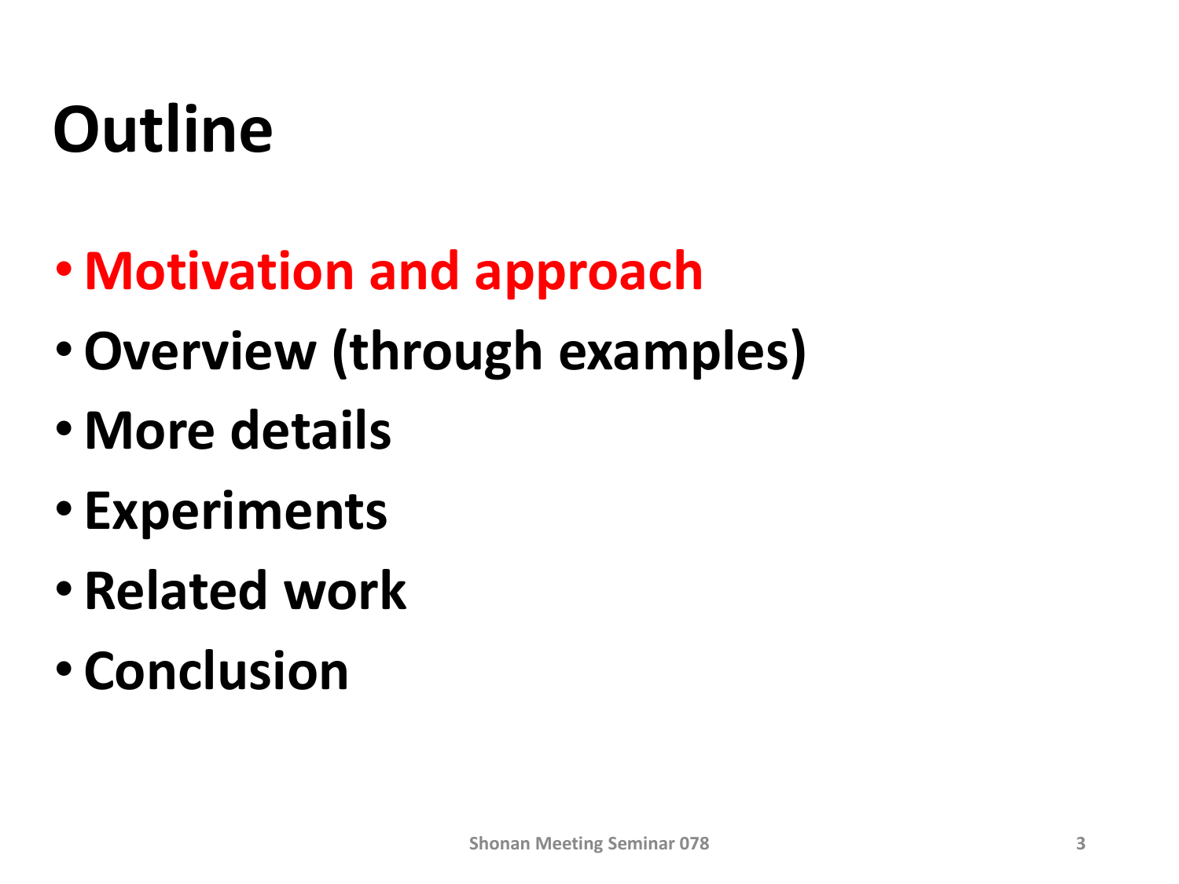# Outline

- **Motivation and approach**
- **Overview (through examples)**
- **More details**
- **Experiments**
- **Related work**
- **Conclusion**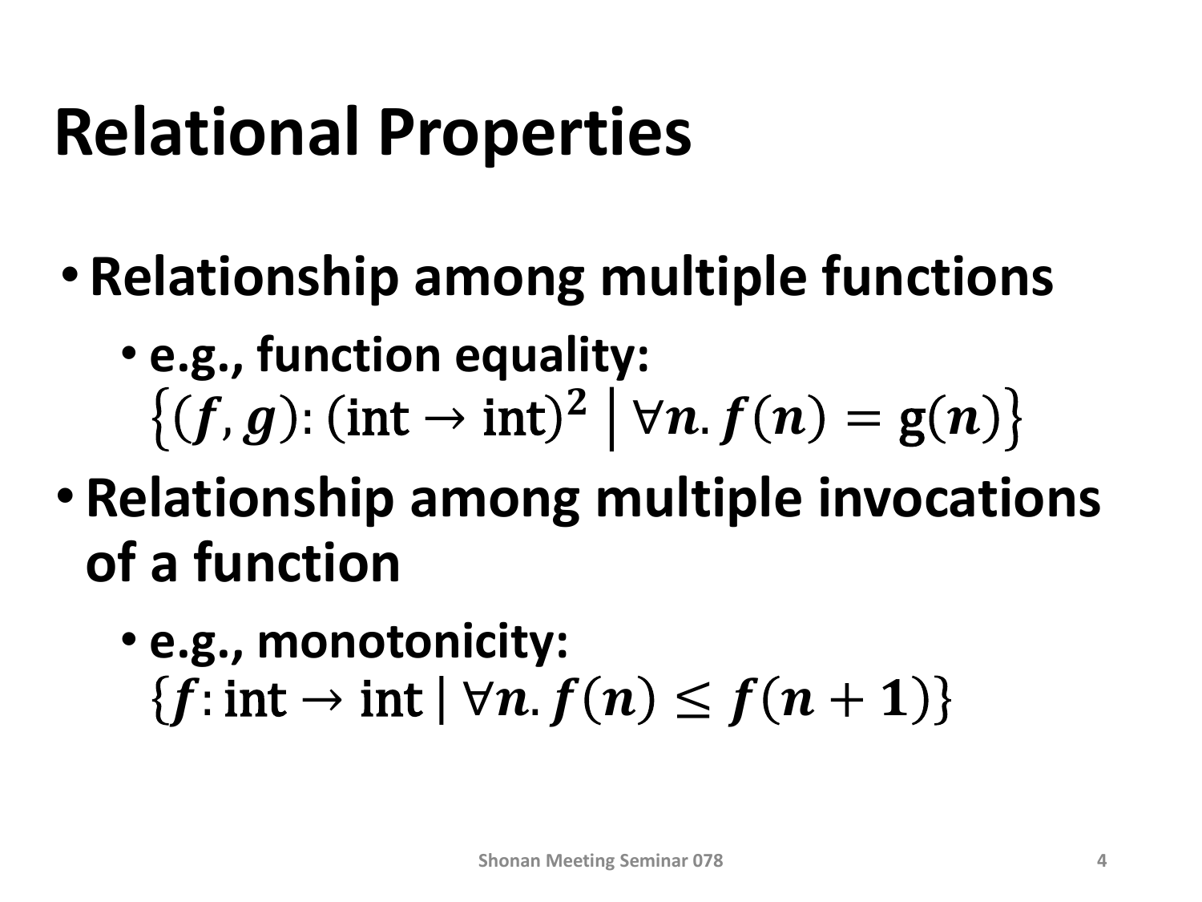# Relational Properties

- **Relationship among multiple functions**
  - **e.g., function equality:**
    $\left\{(\boldsymbol{f}, \boldsymbol{g}) : (\mathrm{int} \to \mathrm{int})^{\mathbf{2}} \,\middle|\, \forall \boldsymbol{n}.\, \boldsymbol{f}(\boldsymbol{n}) = \mathrm{g}(\boldsymbol{n})\right\}$
- **Relationship among multiple invocations of a function**
  - **e.g., monotonicity:**
    $\{\boldsymbol{f} : \mathrm{int} \to \mathrm{int} \mid \forall \boldsymbol{n}.\, \boldsymbol{f}(\boldsymbol{n}) \leq \boldsymbol{f}(\boldsymbol{n} + \mathbf{1})\}$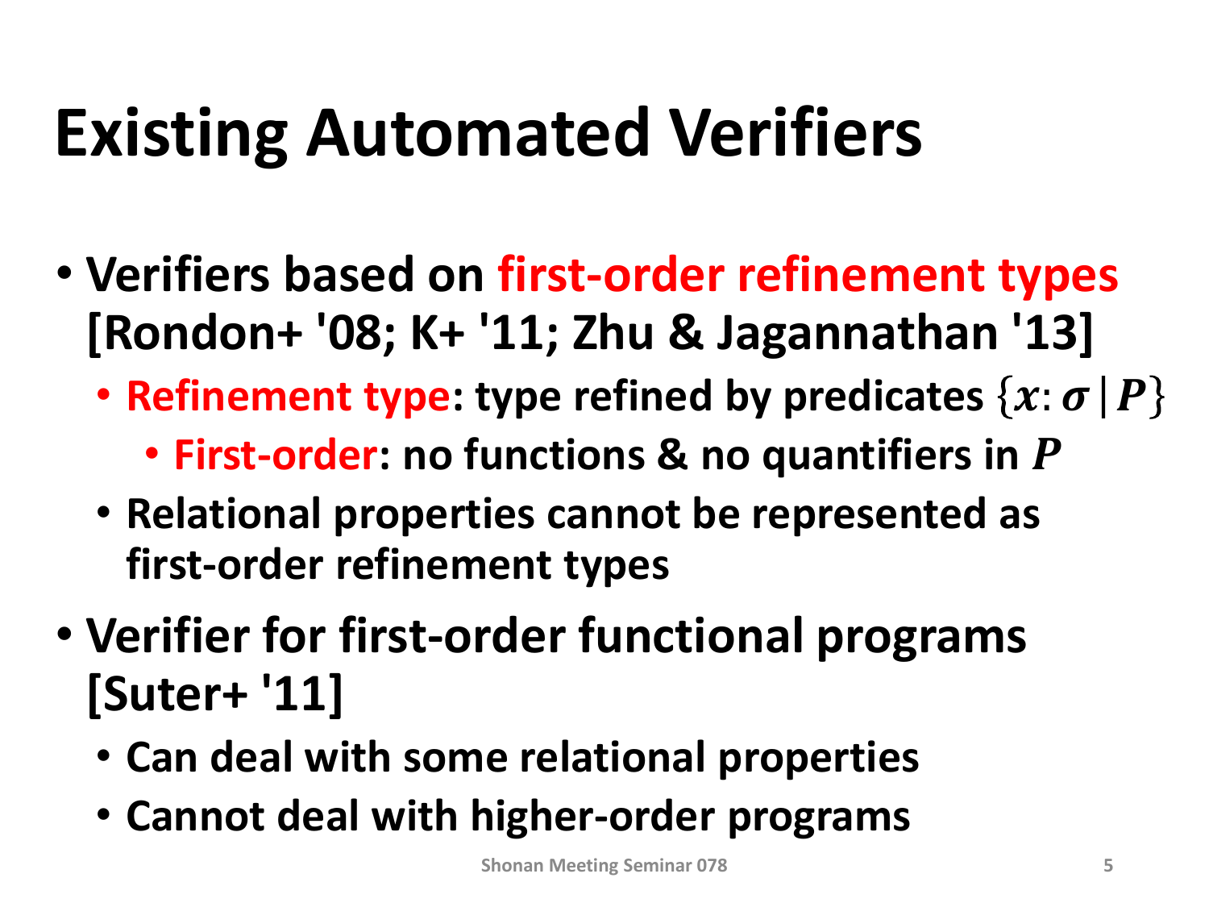# Existing Automated Verifiers

- **Verifiers based on first-order refinement types [Rondon+ '08; K+ '11; Zhu & Jagannathan '13]**
  - **Refinement type: type refined by predicates $\{x\colon \sigma \mid P\}$**
    - **First-order: no functions & no quantifiers in $P$**
  - **Relational properties cannot be represented as first-order refinement types**
- **Verifier for first-order functional programs [Suter+ '11]**
  - **Can deal with some relational properties**
  - **Cannot deal with higher-order programs**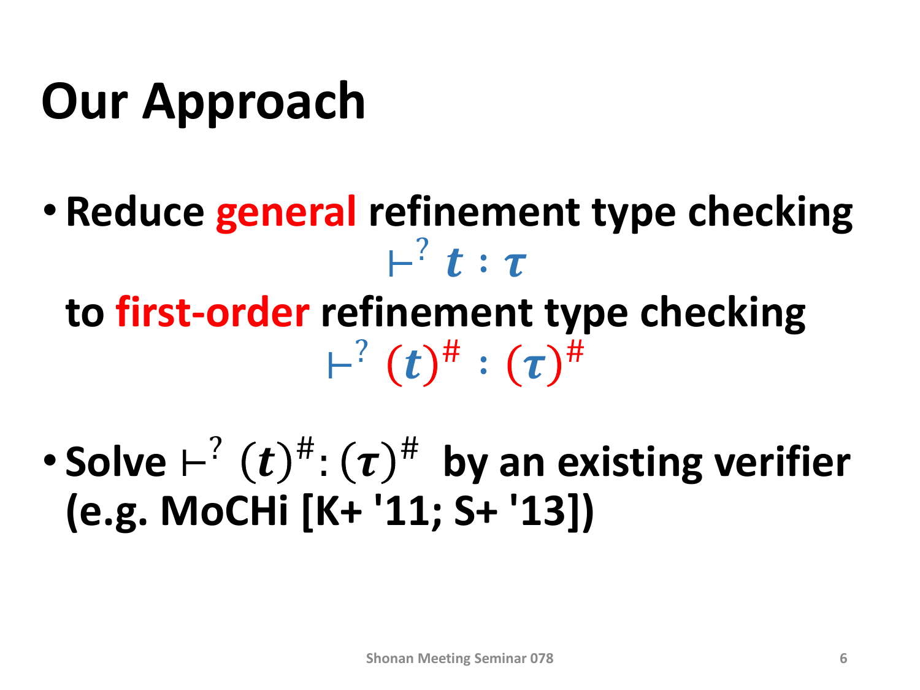# Our Approach

- **Reduce general refinement type checking**

$$\vdash^{?} t : \tau$$

**to first-order refinement type checking**

$$\vdash^{?} (t)^{\#} : (\tau)^{\#}$$

- **Solve $\vdash^{?} (t)^{\#} : (\tau)^{\#}$ by an existing verifier (e.g. MoCHi [K+ '11; S+ '13])**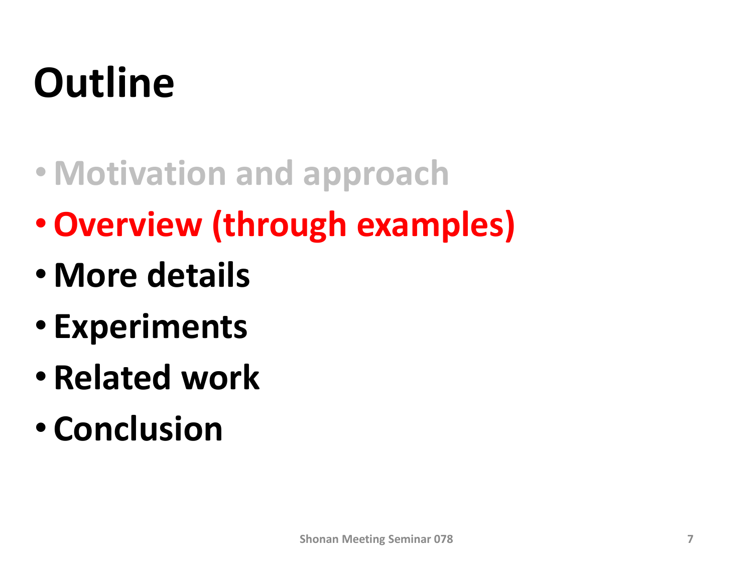# Outline

- Motivation and approach
- **Overview (through examples)**
- More details
- Experiments
- Related work
- Conclusion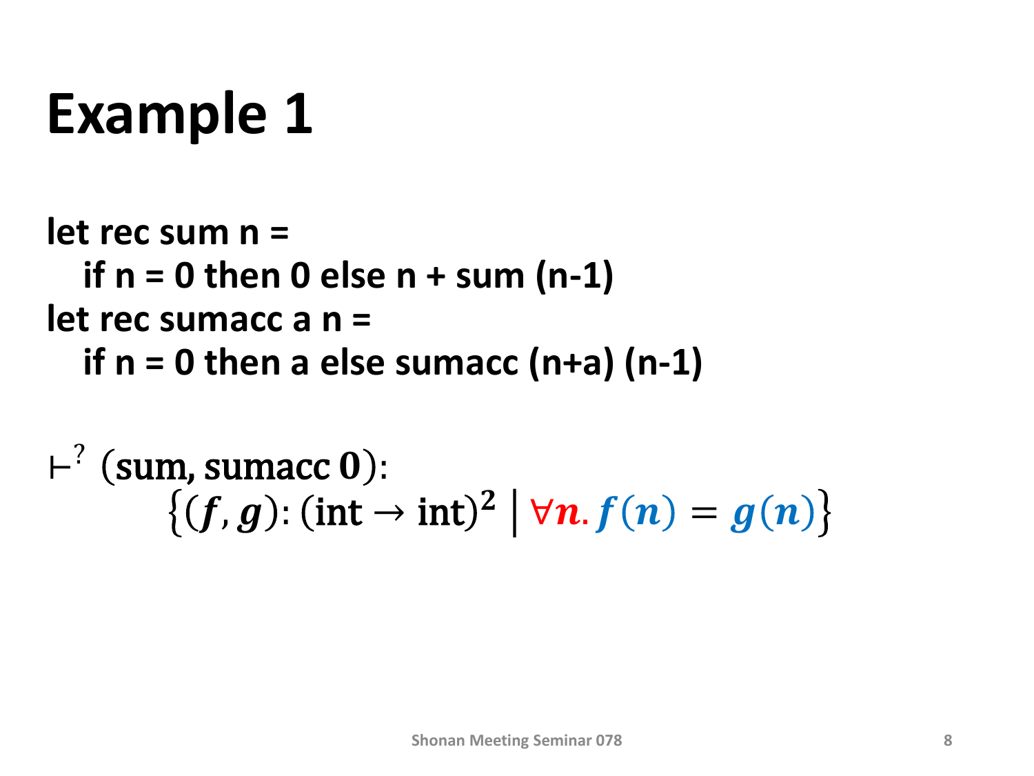# Example 1

```
let rec sum n =
  if n = 0 then 0 else n + sum (n-1)
let rec sumacc a n =
  if n = 0 then a else sumacc (n+a) (n-1)
```

$$\vdash^{?} (\mathrm{sum}, \mathrm{sumacc}\ \mathbf{0}) : \\ \left\{(\boldsymbol{f}, \boldsymbol{g}) : (\mathrm{int} \rightarrow \mathrm{int})^{\mathbf{2}} \;\middle|\; \forall \boldsymbol{n}.\, \boldsymbol{f}(\boldsymbol{n}) = \boldsymbol{g}(\boldsymbol{n})\right\}$$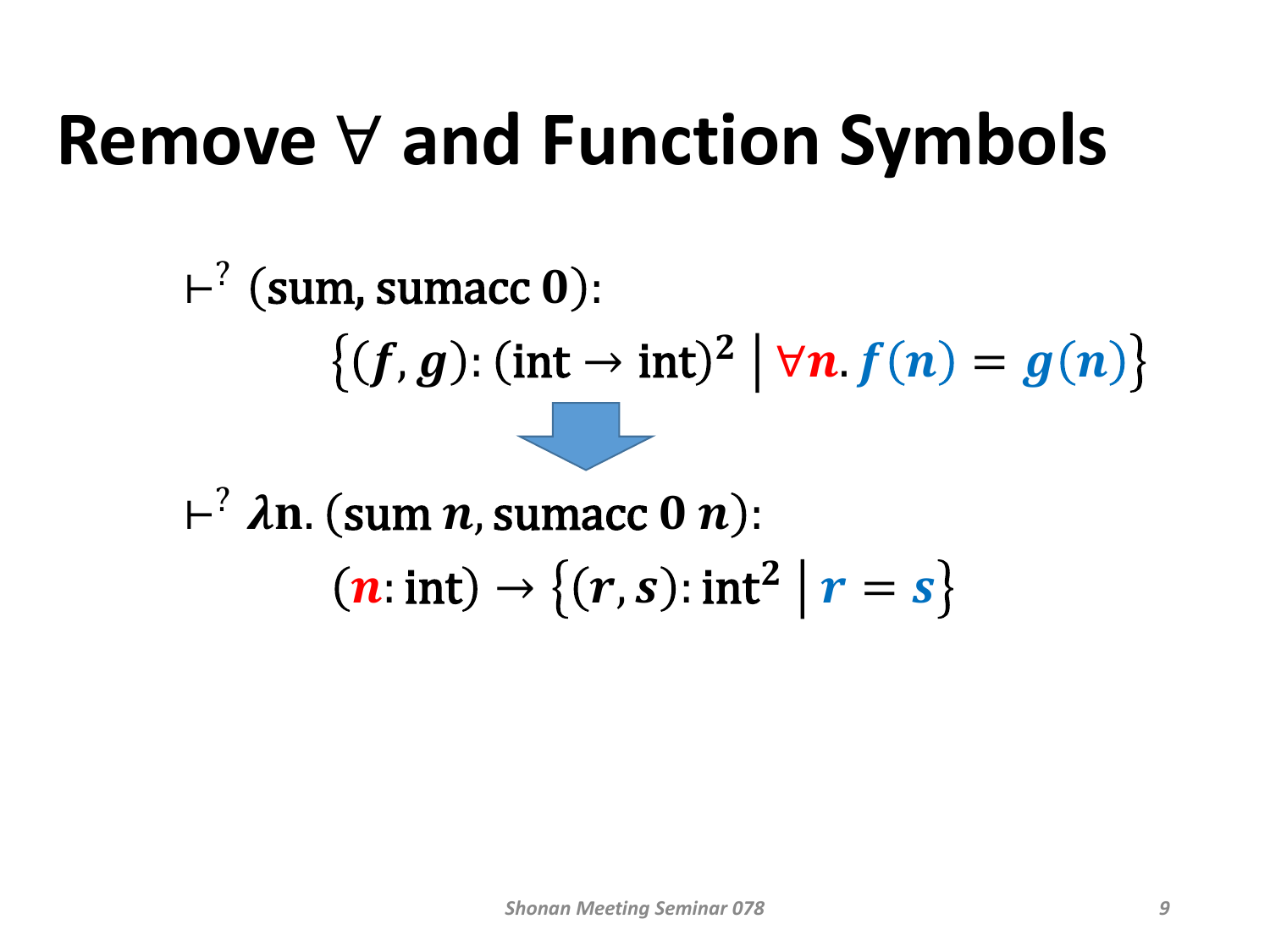# Remove ∀ and Function Symbols

$$\vdash^{?} (\text{sum}, \text{sumacc } \mathbf{0}) :$$
$$\{(f, g) : (\text{int} \to \text{int})^{2} \mid \forall n.\, f(n) = g(n)\}$$

$$\Downarrow$$

$$\vdash^{?} \lambda \text{n}.\, (\text{sum } n, \text{sumacc } \mathbf{0}\ n) :$$
$$(n : \text{int}) \to \{(r, s) : \text{int}^{2} \mid r = s\}$$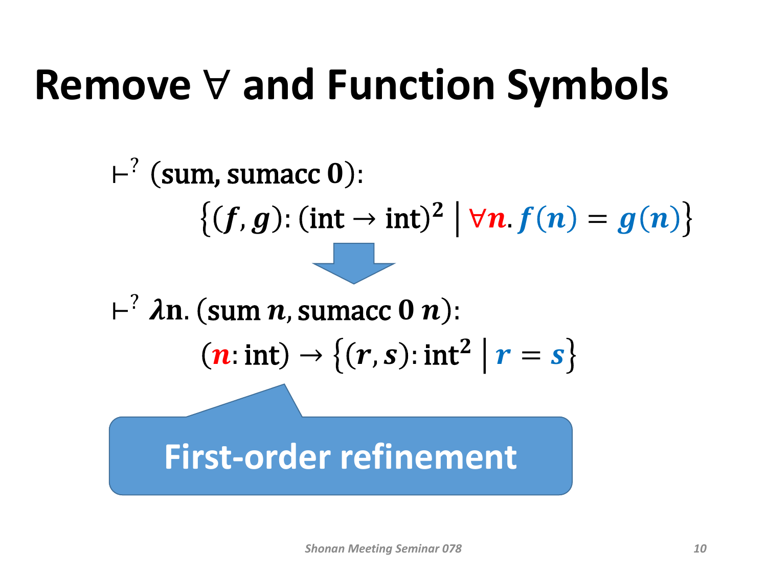# Remove ∀ and Function Symbols

$$\vdash^{?} (\mathrm{sum}, \mathrm{sumacc}\ 0) : \{(f, g) : (\mathrm{int} \to \mathrm{int})^2 \mid \forall n.\ f(n) = g(n)\}$$

$$\vdash^{?} \lambda \mathrm{n}.\ (\mathrm{sum}\ n, \mathrm{sumacc}\ 0\ n) : (n : \mathrm{int}) \to \{(r, s) : \mathrm{int}^2 \mid r = s\}$$

First-order refinement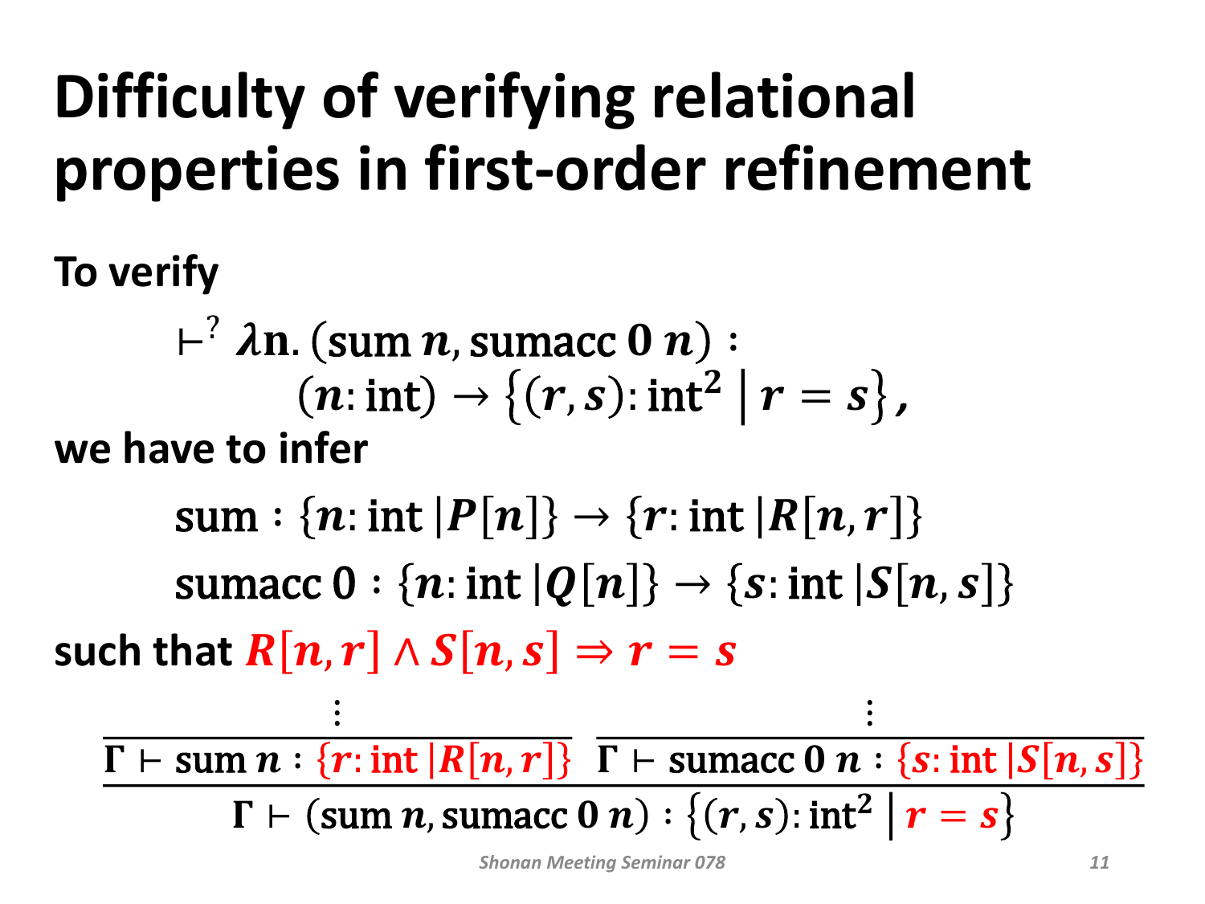# Difficulty of verifying relational properties in first-order refinement

**To verify**

$$\vdash^{?} \lambda \mathrm{n}.\,(\mathrm{sum}\;n, \mathrm{sumacc}\;0\;n) : (n\colon \mathrm{int}) \to \left\{(r, s)\colon \mathrm{int}^2 \;\middle|\; r = s\right\},$$

**we have to infer**

$$\mathrm{sum} : \{n\colon \mathrm{int} \mid P[n]\} \to \{r\colon \mathrm{int} \mid R[n, r]\}$$

$$\mathrm{sumacc}\;0 : \{n\colon \mathrm{int} \mid Q[n]\} \to \{s\colon \mathrm{int} \mid S[n, s]\}$$

**such that** $R[n, r] \wedge S[n, s] \Rightarrow r = s$

$$\dfrac{\dfrac{\vdots}{\Gamma \vdash \mathrm{sum}\;n : \{r\colon \mathrm{int} \mid R[n, r]\}} \quad \dfrac{\vdots}{\Gamma \vdash \mathrm{sumacc}\;0\;n : \{s\colon \mathrm{int} \mid S[n, s]\}}}{\Gamma \vdash (\mathrm{sum}\;n, \mathrm{sumacc}\;0\;n) : \left\{(r, s)\colon \mathrm{int}^2 \;\middle|\; r = s\right\}}$$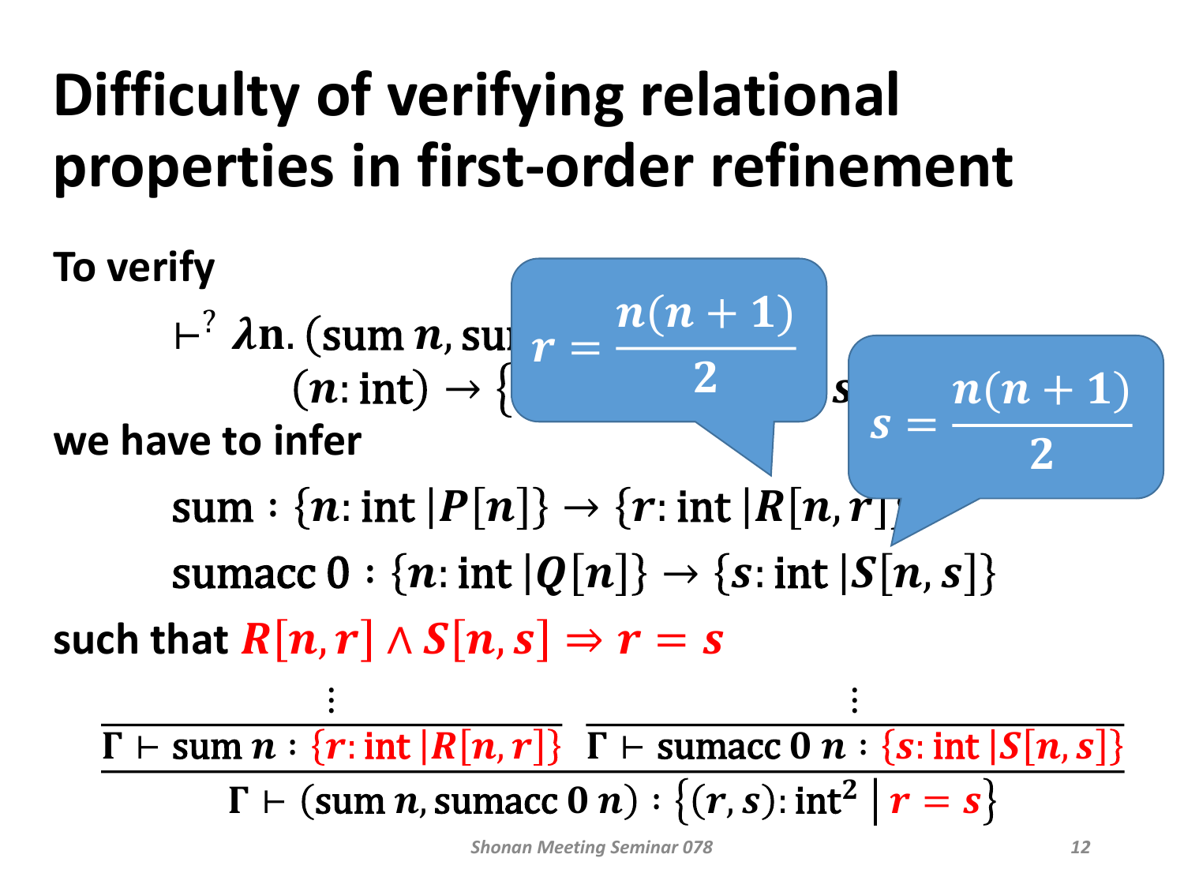# Difficulty of verifying relational properties in first-order refinement

**To verify**

$$\vdash^{?} \lambda n.\,(\text{sum}\ n, \text{su}\ldots$$
$$(n\!:\text{int}) \rightarrow \{\ldots$$

$$r = \frac{n(n+1)}{2}$$

$$s = \frac{n(n+1)}{2}$$

**we have to infer**

$$\text{sum} : \{n\!:\text{int} \mid P[n]\} \rightarrow \{r\!:\text{int} \mid R[n,r]\}$$
$$\text{sumacc}\ 0 : \{n\!:\text{int} \mid Q[n]\} \rightarrow \{s\!:\text{int} \mid S[n,s]\}$$

**such that** $R[n,r] \wedge S[n,s] \Rightarrow r = s$

$$\dfrac{\dfrac{\vdots}{\Gamma \vdash \text{sum}\ n : \{r\!:\text{int} \mid R[n,r]\}} \quad \dfrac{\vdots}{\Gamma \vdash \text{sumacc}\ 0\ n : \{s\!:\text{int} \mid S[n,s]\}}}{\Gamma \vdash (\text{sum}\ n, \text{sumacc}\ 0\ n) : \{(r,s)\!:\text{int}^2 \mid r = s\}}$$

*Shonan Meeting Seminar 078*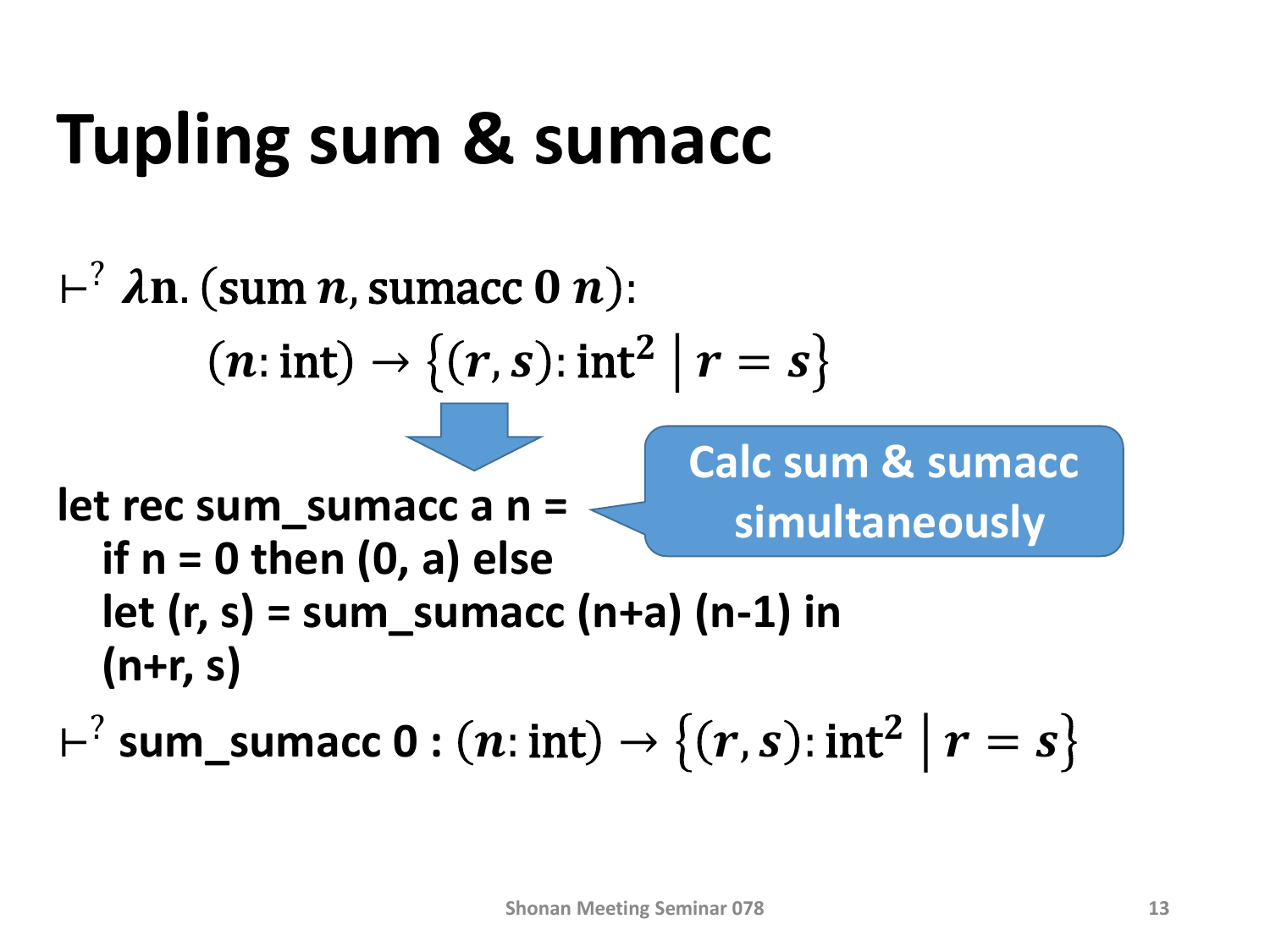# Tupling sum & sumacc

$$\vdash^{?} \lambda \mathbf{n}. (\text{sum}\ n, \text{sumacc}\ \mathbf{0}\ n):$$

$$(n{:}\ \text{int}) \rightarrow \{(r, s){:}\ \text{int}^2 \mid r = s\}$$

Calc sum & sumacc simultaneously

```
let rec sum_sumacc a n =
  if n = 0 then (0, a) else
  let (r, s) = sum_sumacc (n+a) (n-1) in
  (n+r, s)
```

$\vdash^{?}$ **sum_sumacc 0 :** $(n{:}\ \text{int}) \rightarrow \{(r, s){:}\ \text{int}^2 \mid r = s\}$

Shonan Meeting Seminar 078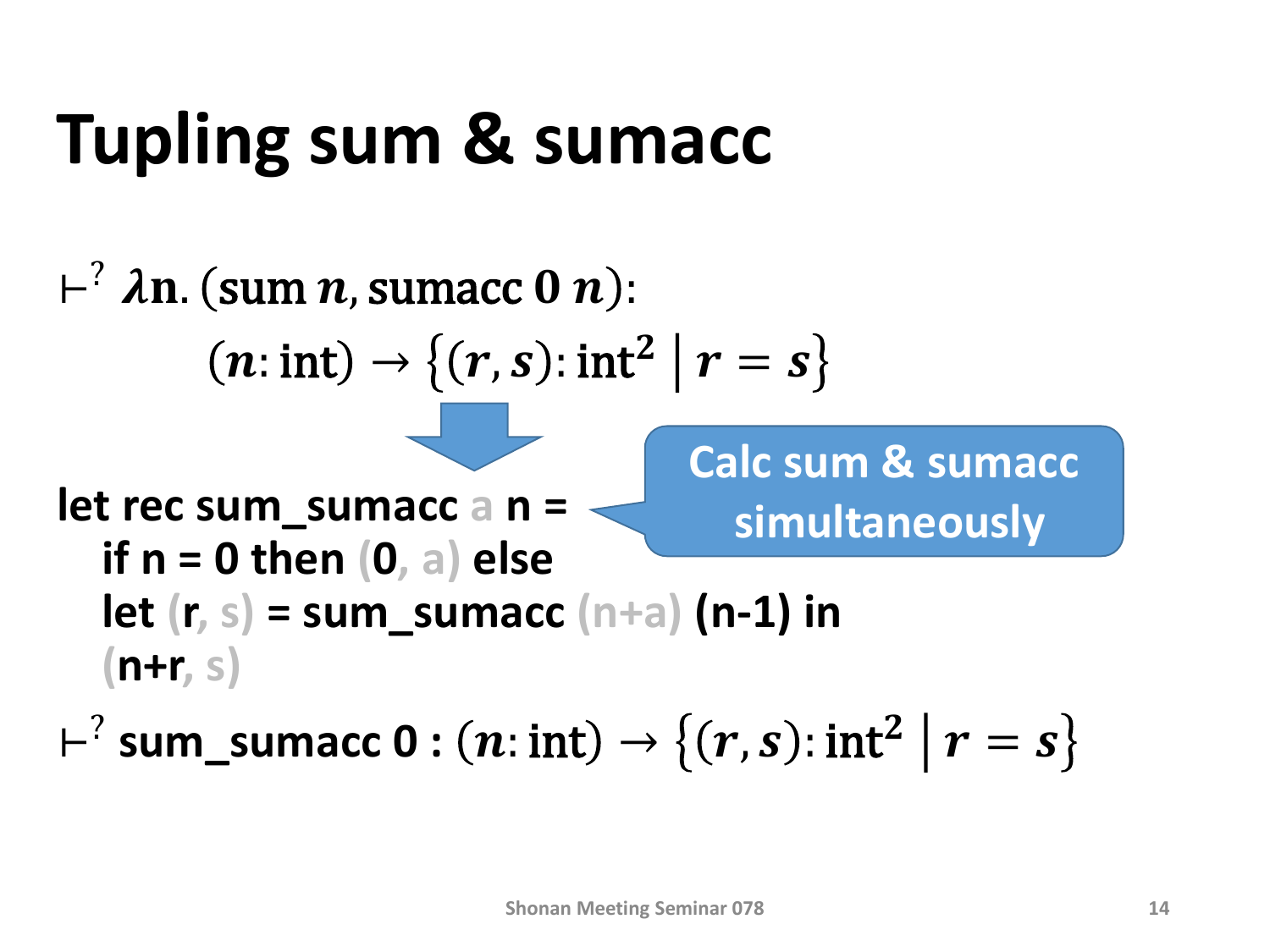# Tupling sum & sumacc

$$\vdash^{?} \lambda \mathbf{n}.\,(\text{sum}\ \boldsymbol{n}, \text{sumacc}\ \mathbf{0}\ \boldsymbol{n}) :$$
$$(\boldsymbol{n}\!:\text{int}) \rightarrow \{(\boldsymbol{r}, \boldsymbol{s})\!: \text{int}^2 \mid \boldsymbol{r} = \boldsymbol{s}\}$$

```
let rec sum_sumacc a n =
  if n = 0 then (0, a) else
  let (r, s) = sum_sumacc (n+a) (n-1) in
  (n+r, s)
```

Calc sum & sumacc simultaneously

$$\vdash^{?} \textbf{sum\_sumacc 0} : (\boldsymbol{n}\!:\text{int}) \rightarrow \{(\boldsymbol{r}, \boldsymbol{s})\!: \text{int}^2 \mid \boldsymbol{r} = \boldsymbol{s}\}$$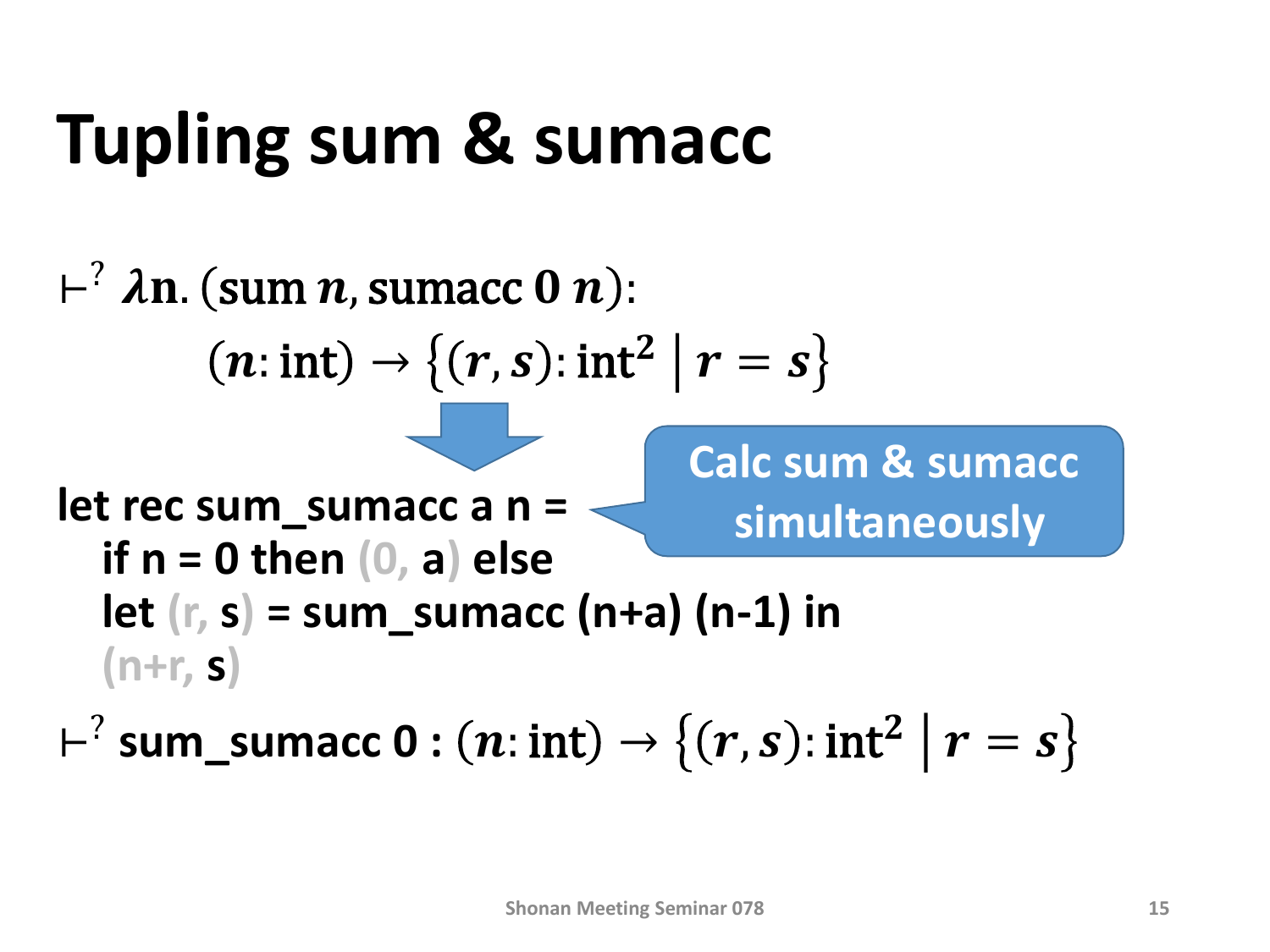# Tupling sum & sumacc

$$\vdash^{?} \lambda \mathbf{n}.\,(\text{sum}\ n, \text{sumacc}\ 0\ n):$$
$$(n\!:\text{int}) \rightarrow \{(r,s)\!:\text{int}^2 \mid r = s\}$$

Calc sum & sumacc simultaneously

```
let rec sum_sumacc a n =
  if n = 0 then (0, a) else
  let (r, s) = sum_sumacc (n+a) (n-1) in
  (n+r, s)
```

$\vdash^{?}$ **sum_sumacc 0 :** $(n\!:\text{int}) \rightarrow \{(r,s)\!:\text{int}^2 \mid r = s\}$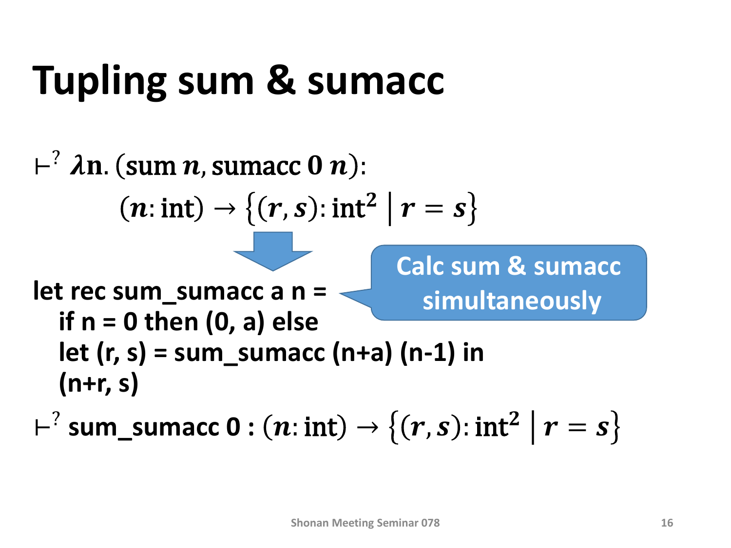# Tupling sum & sumacc

$$\vdash^{?} \lambda n.\,(\mathrm{sum}\; n, \mathrm{sumacc}\; 0\; n):$$

$$(n{:}\,\mathrm{int}) \to \{(r, s){:}\,\mathrm{int}^2 \mid r = s\}$$

Calc sum & sumacc simultaneously

```
let rec sum_sumacc a n =
  if n = 0 then (0, a) else
  let (r, s) = sum_sumacc (n+a) (n-1) in
  (n+r, s)
```

$\vdash^{?}$ **sum_sumacc 0 :** $(n{:}\,\mathrm{int}) \to \{(r, s){:}\,\mathrm{int}^2 \mid r = s\}$

Shonan Meeting Seminar 078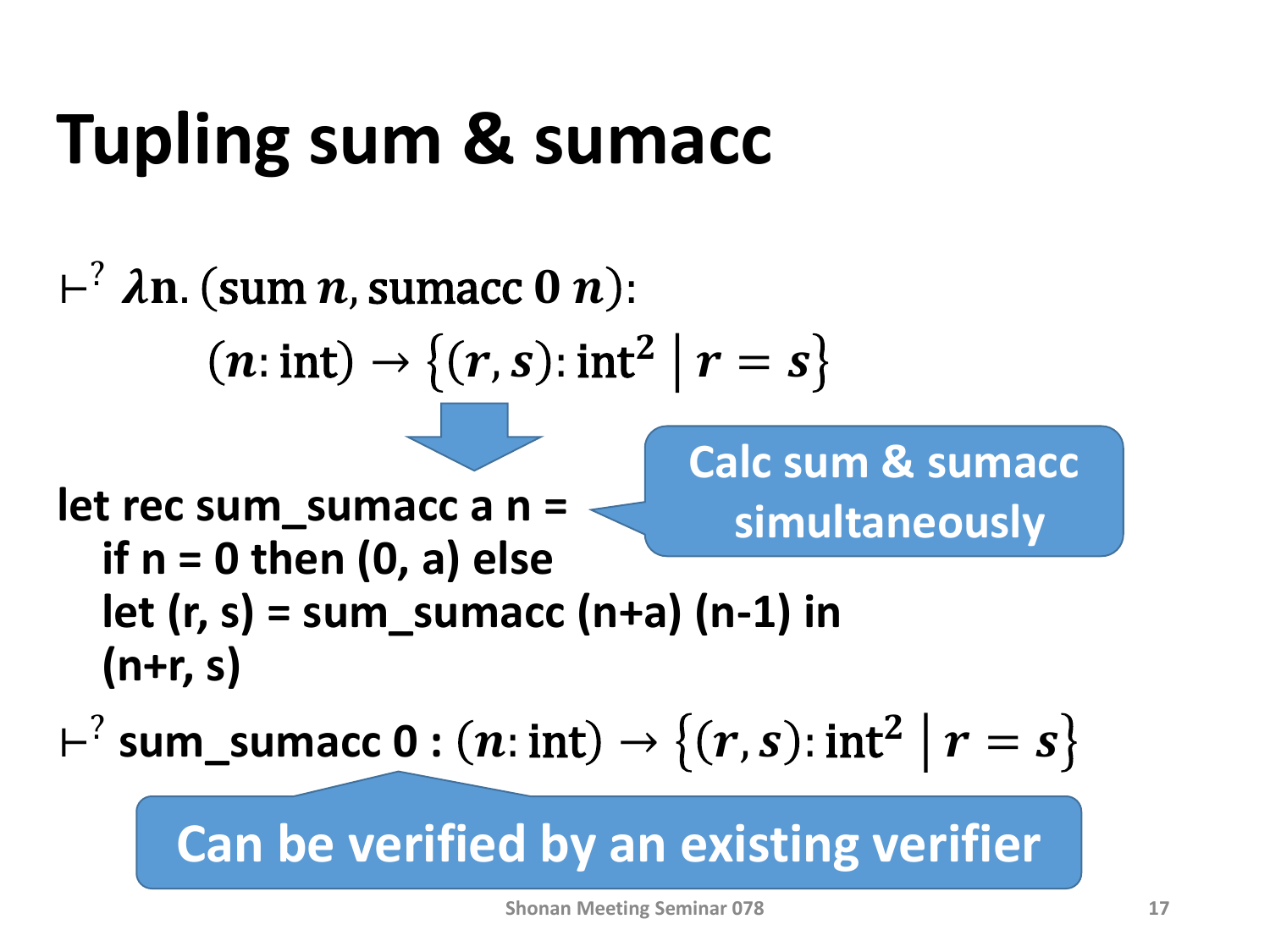# Tupling sum & sumacc

$$\vdash^{?} \lambda n.\,(\mathrm{sum}\; n, \mathrm{sumacc}\; 0\; n):$$
$$(n\colon \mathrm{int}) \to \{(r, s)\colon \mathrm{int}^2 \mid r = s\}$$

```
let rec sum_sumacc a n =
  if n = 0 then (0, a) else
  let (r, s) = sum_sumacc (n+a) (n-1) in
  (n+r, s)
```

Calc sum & sumacc simultaneously

$$\vdash^{?} \text{sum\_sumacc}\; 0 : (n\colon \mathrm{int}) \to \{(r, s)\colon \mathrm{int}^2 \mid r = s\}$$

Can be verified by an existing verifier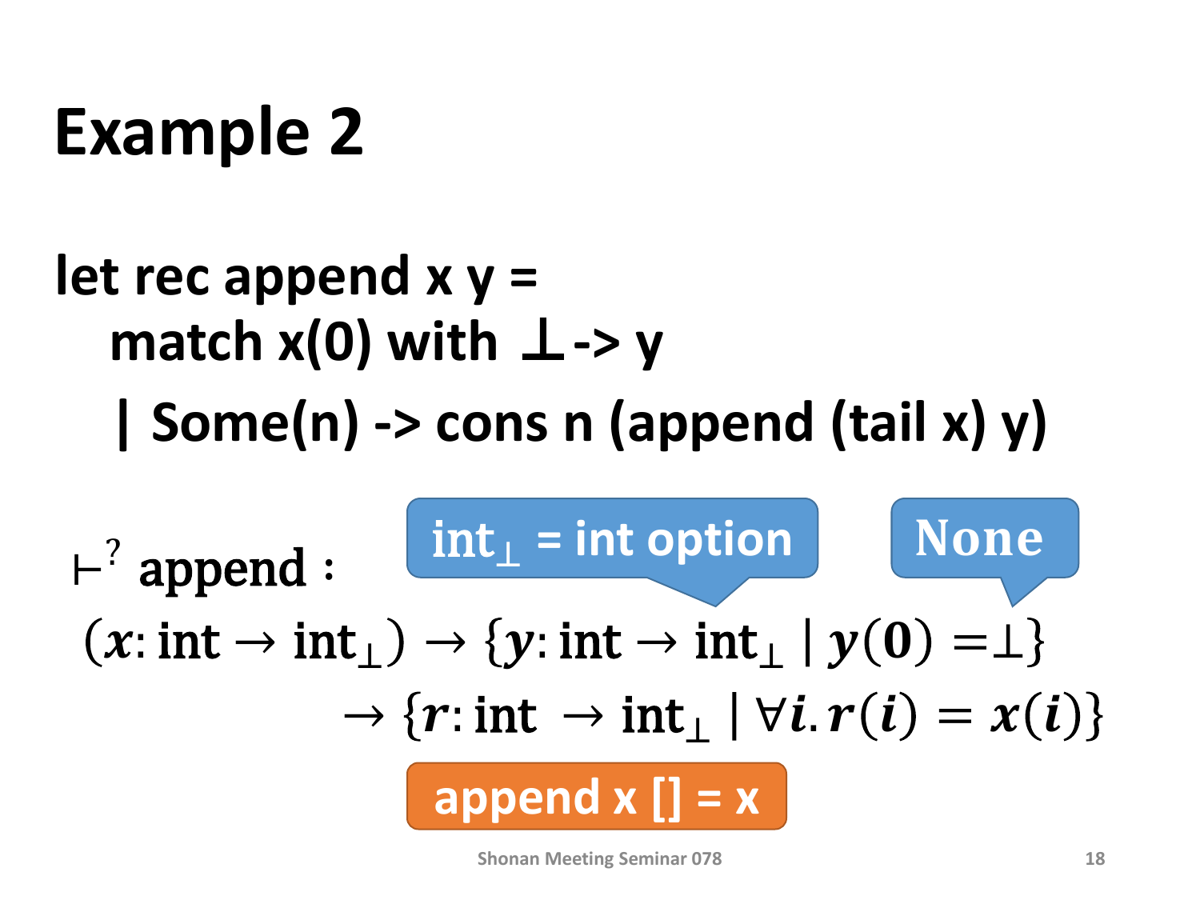# Example 2

```
let rec append x y =
  match x(0) with ⊥ -> y
  | Some(n) -> cons n (append (tail x) y)
```

$\vdash^{?}$ append :

$(x\text{: int} \rightarrow \text{int}_{\perp}) \rightarrow \{y\text{: int} \rightarrow \text{int}_{\perp} \mid y(0) = \perp\}$

$\rightarrow \{r\text{: int} \rightarrow \text{int}_{\perp} \mid \forall i.\, r(i) = x(i)\}$

$\text{int}_{\perp}$ = int option

None

append x [] = x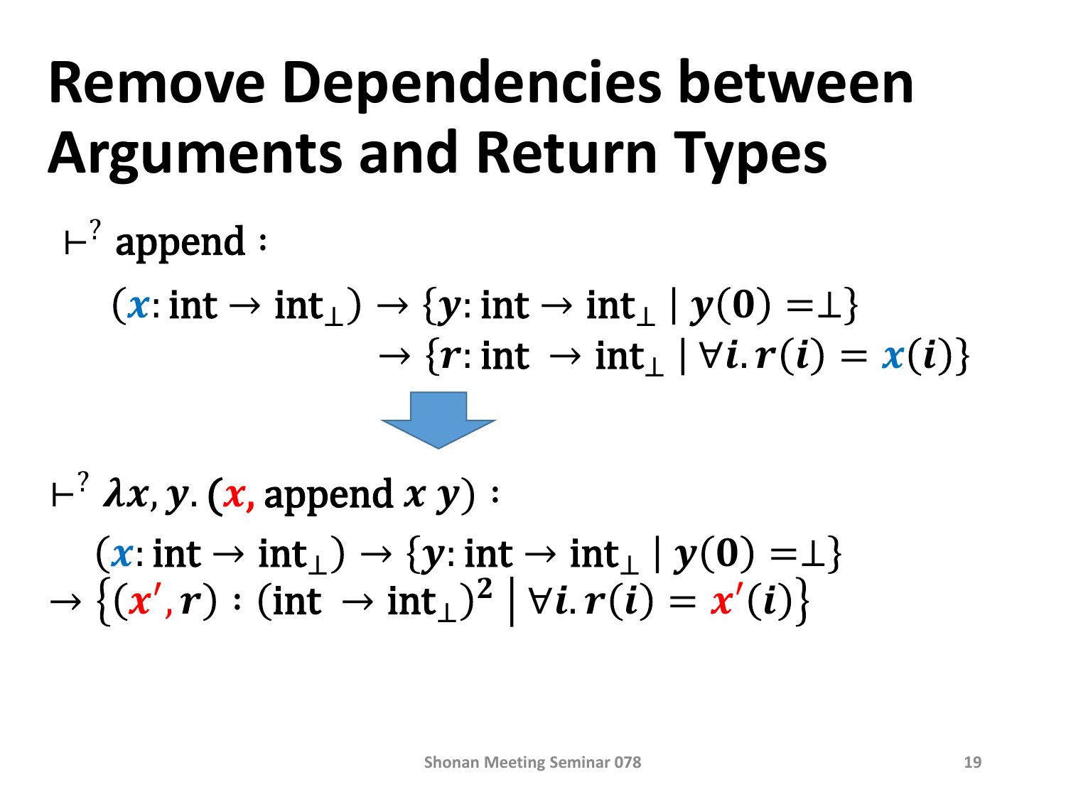# Remove Dependencies between Arguments and Return Types

$$\vdash^? \text{append} :$$

$$(x\!: \text{int} \to \text{int}_\perp) \to \{y\!: \text{int} \to \text{int}_\perp \mid y(0) = \perp\} \to \{r\!: \text{int} \to \text{int}_\perp \mid \forall i.\, r(i) = x(i)\}$$

$$\vdash^? \lambda x, y.\, (x, \text{append}\ x\ y) :$$

$$(x\!: \text{int} \to \text{int}_\perp) \to \{y\!: \text{int} \to \text{int}_\perp \mid y(0) = \perp\} \to \left\{(x', r) : (\text{int} \to \text{int}_\perp)^2 \;\middle|\; \forall i.\, r(i) = x'(i)\right\}$$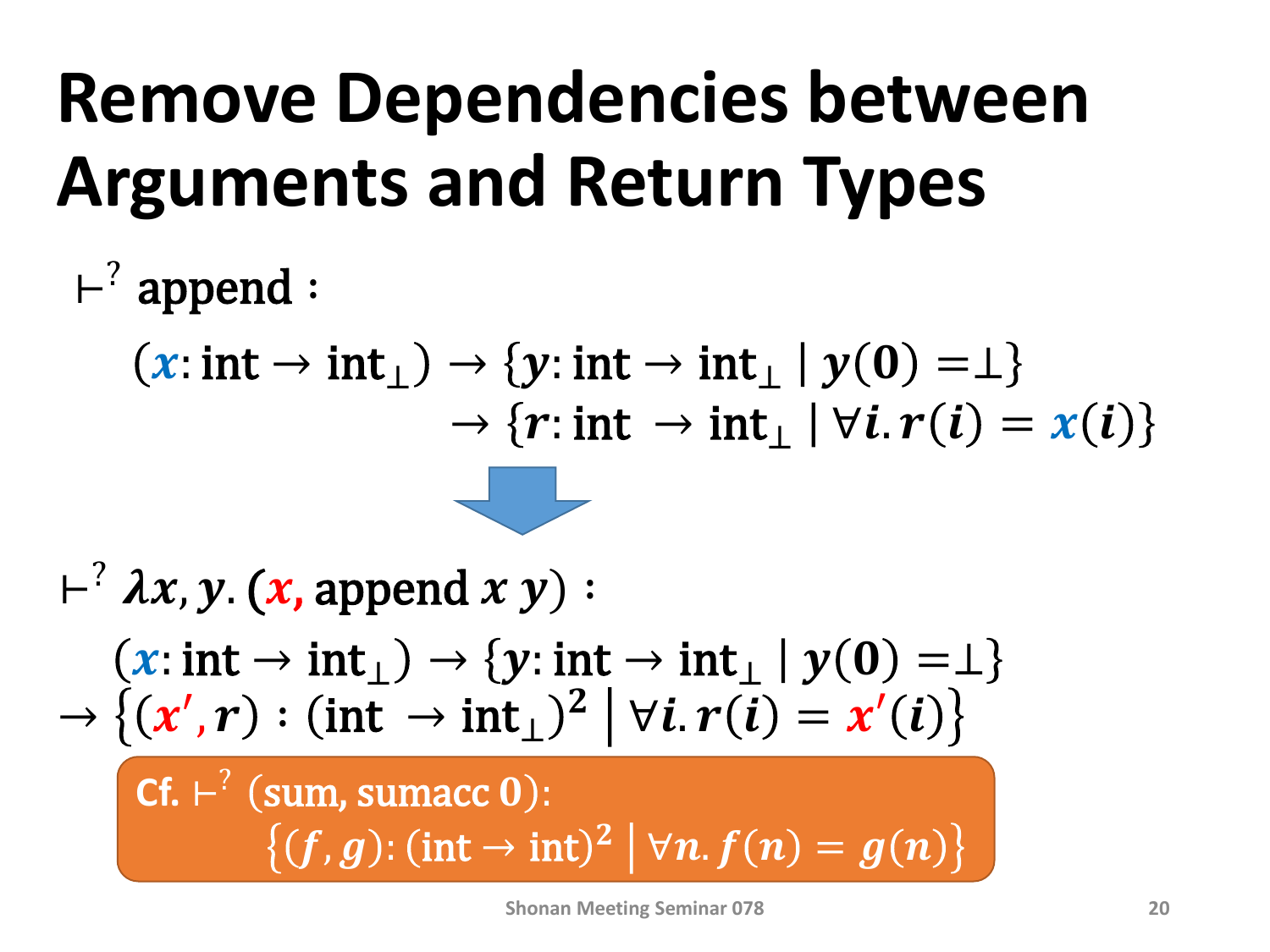# Remove Dependencies between Arguments and Return Types

$$\vdash^{?} \text{append} :$$

$$(x : \text{int} \to \text{int}_\perp) \to \{y : \text{int} \to \text{int}_\perp \mid y(0) = \perp\}$$
$$\to \{r : \text{int} \to \text{int}_\perp \mid \forall i.\, r(i) = x(i)\}$$

$$\vdash^{?} \lambda x, y.\, (x, \text{append}\ x\ y) :$$

$$(x : \text{int} \to \text{int}_\perp) \to \{y : \text{int} \to \text{int}_\perp \mid y(0) = \perp\}$$
$$\to \left\{(x', r) : (\text{int} \to \text{int}_\perp)^2 \;\middle|\; \forall i.\, r(i) = x'(i)\right\}$$

**Cf.** $\vdash^{?} (\text{sum}, \text{sumacc}\ 0)$:

$$\left\{(f, g) : (\text{int} \to \text{int})^2 \;\middle|\; \forall n.\, f(n) = g(n)\right\}$$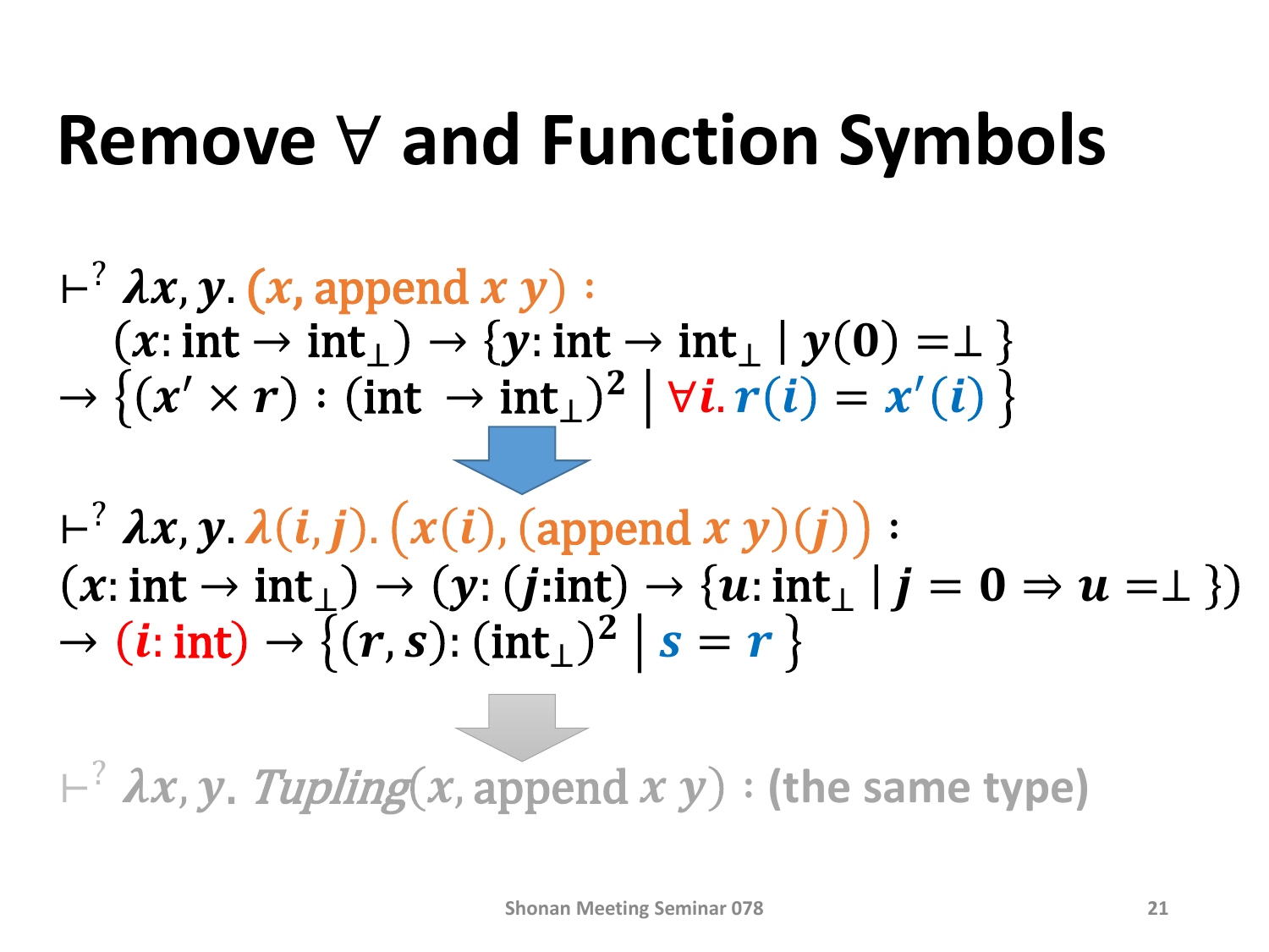# Remove ∀ and Function Symbols

$$\vdash^{?} \lambda x, y.\, (x, \text{append}\; x\; y) :$$
$$(x\colon \text{int} \to \text{int}_\perp) \to \{y\colon \text{int} \to \text{int}_\perp \mid y(0) = \perp\}$$
$$\to \left\{(x' \times r) : (\text{int} \to \text{int}_\perp)^2 \;\middle|\; \forall i.\, r(i) = x'(i)\right\}$$

$$\vdash^{?} \lambda x, y.\, \lambda(i, j).\, \big(x(i), (\text{append}\; x\; y)(j)\big) :$$
$$(x\colon \text{int} \to \text{int}_\perp) \to (y\colon (j\colon\text{int}) \to \{u\colon \text{int}_\perp \mid j = 0 \Rightarrow u = \perp\})$$
$$\to (i\colon \text{int}) \to \left\{(r, s)\colon (\text{int}_\perp)^2 \;\middle|\; s = r\right\}$$

$$\vdash^{?} \lambda x, y.\, \textit{Tupling}(x, \text{append}\; x\; y) : \text{(the same type)}$$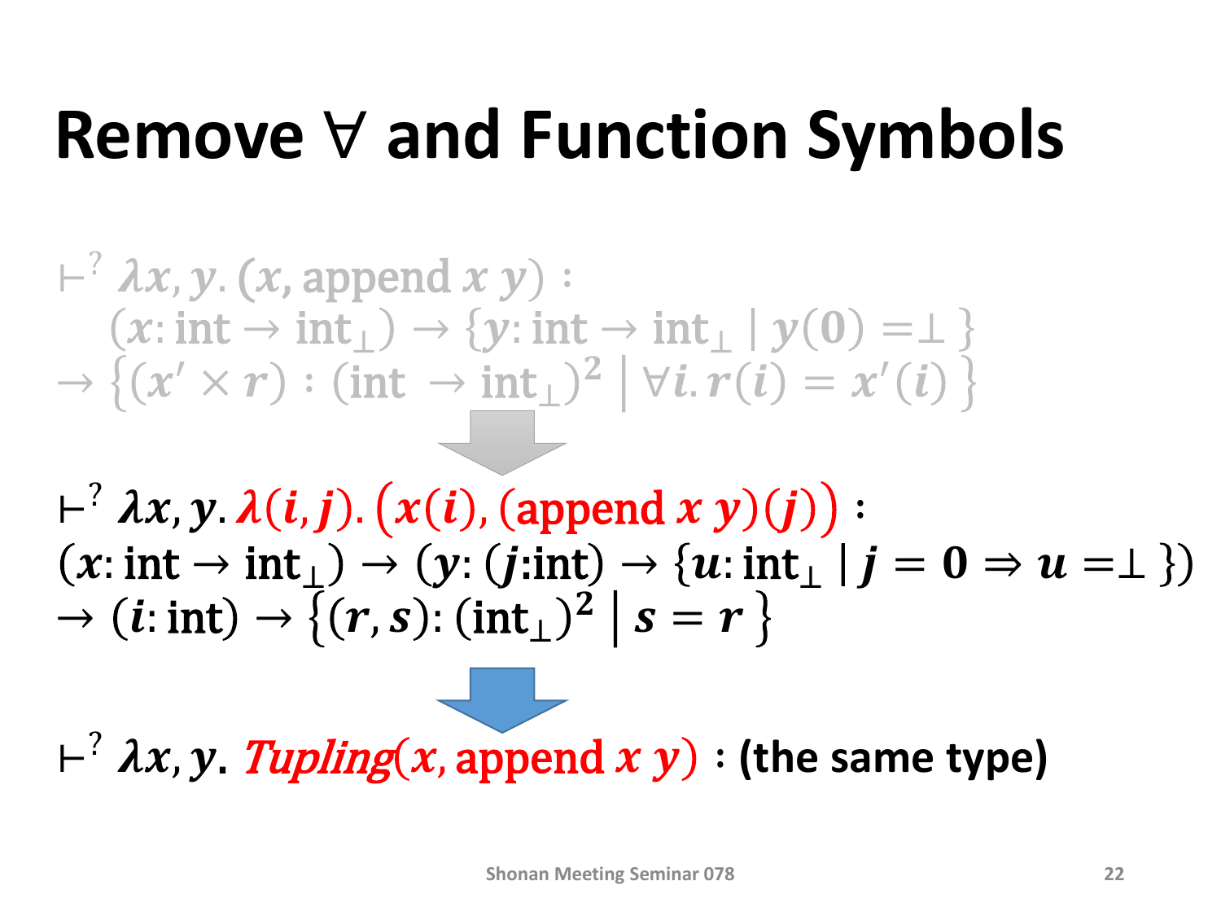# Remove ∀ and Function Symbols

$$\vdash^? \lambda x, y.\, (x, \text{append } x\ y) :$$
$$(x\colon \text{int} \to \text{int}_\perp) \to \{y\colon \text{int} \to \text{int}_\perp \mid y(0) = \perp\}$$
$$\to \left\{(x' \times r) : (\text{int} \to \text{int}_\perp)^2 \;\middle|\; \forall i.\, r(i) = x'(i)\right\}$$

$$\vdash^? \lambda x, y.\, \lambda(i, j).\, \big(x(i), (\text{append } x\ y)(j)\big) :$$
$$(x\colon \text{int} \to \text{int}_\perp) \to (y\colon (j\colon\!\text{int}) \to \{u\colon \text{int}_\perp \mid j = 0 \Rightarrow u = \perp\})$$
$$\to (i\colon \text{int}) \to \left\{(r, s)\colon (\text{int}_\perp)^2 \;\middle|\; s = r\right\}$$

$$\vdash^? \lambda x, y.\, \mathit{Tupling}(x, \text{append } x\ y) : \text{(the same type)}$$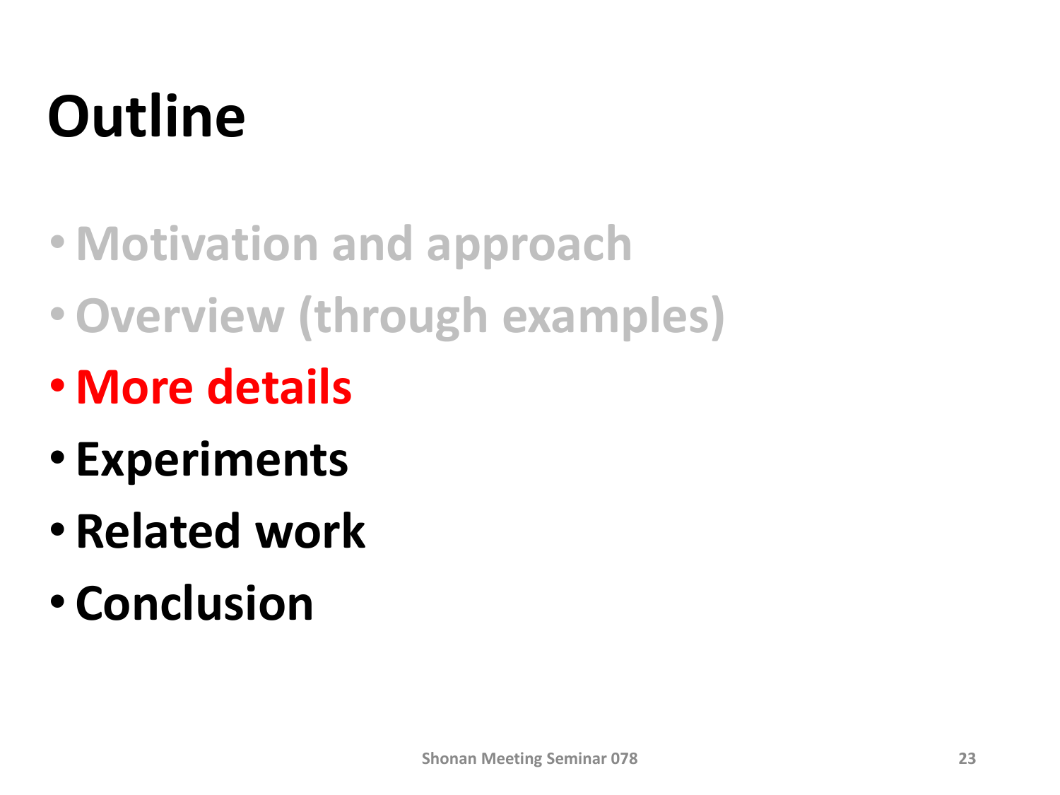# Outline

- Motivation and approach
- Overview (through examples)
- **More details**
- Experiments
- Related work
- Conclusion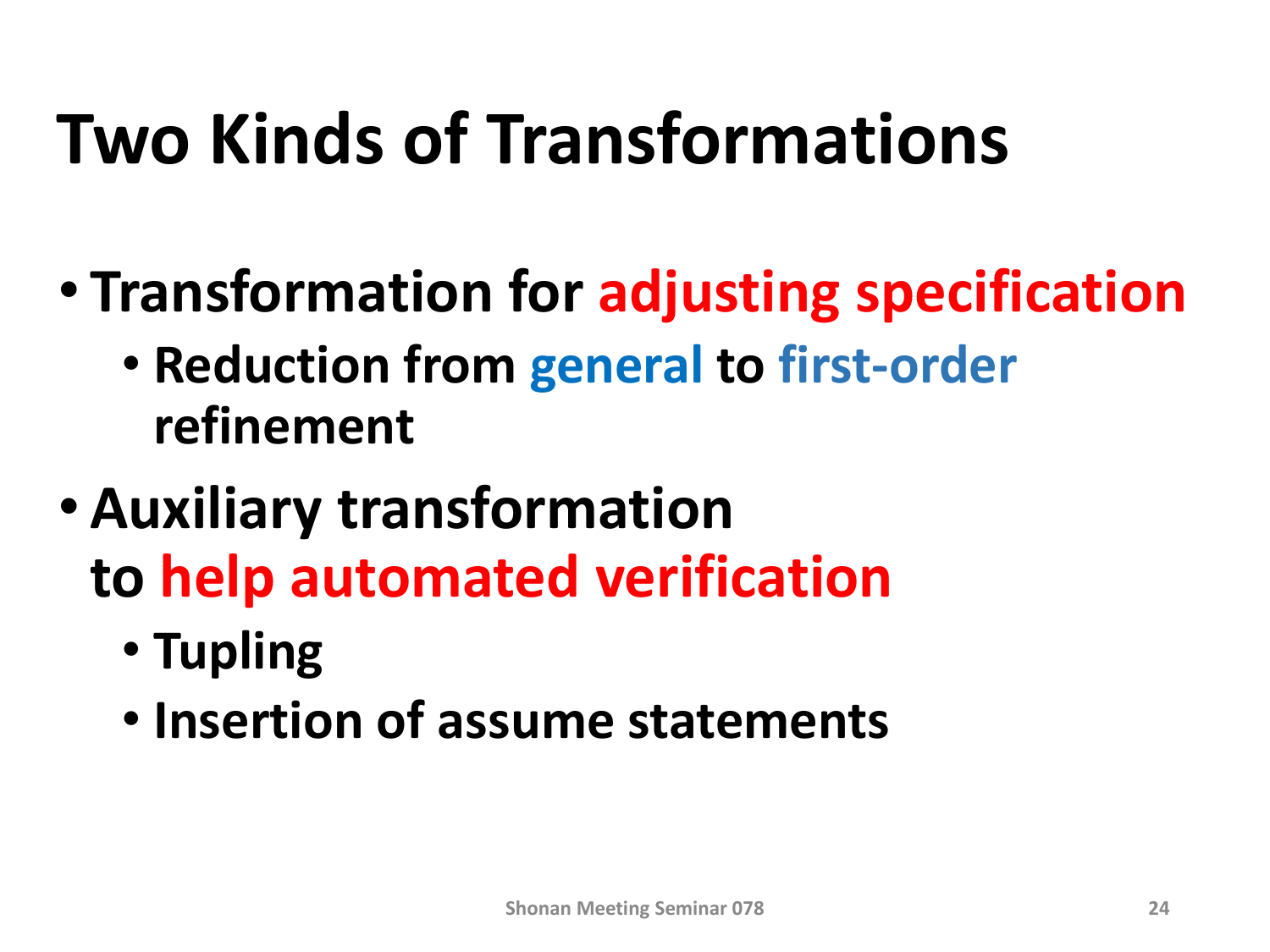# Two Kinds of Transformations

- Transformation for adjusting specification
  - Reduction from general to first-order refinement
- Auxiliary transformation to help automated verification
  - Tupling
  - Insertion of assume statements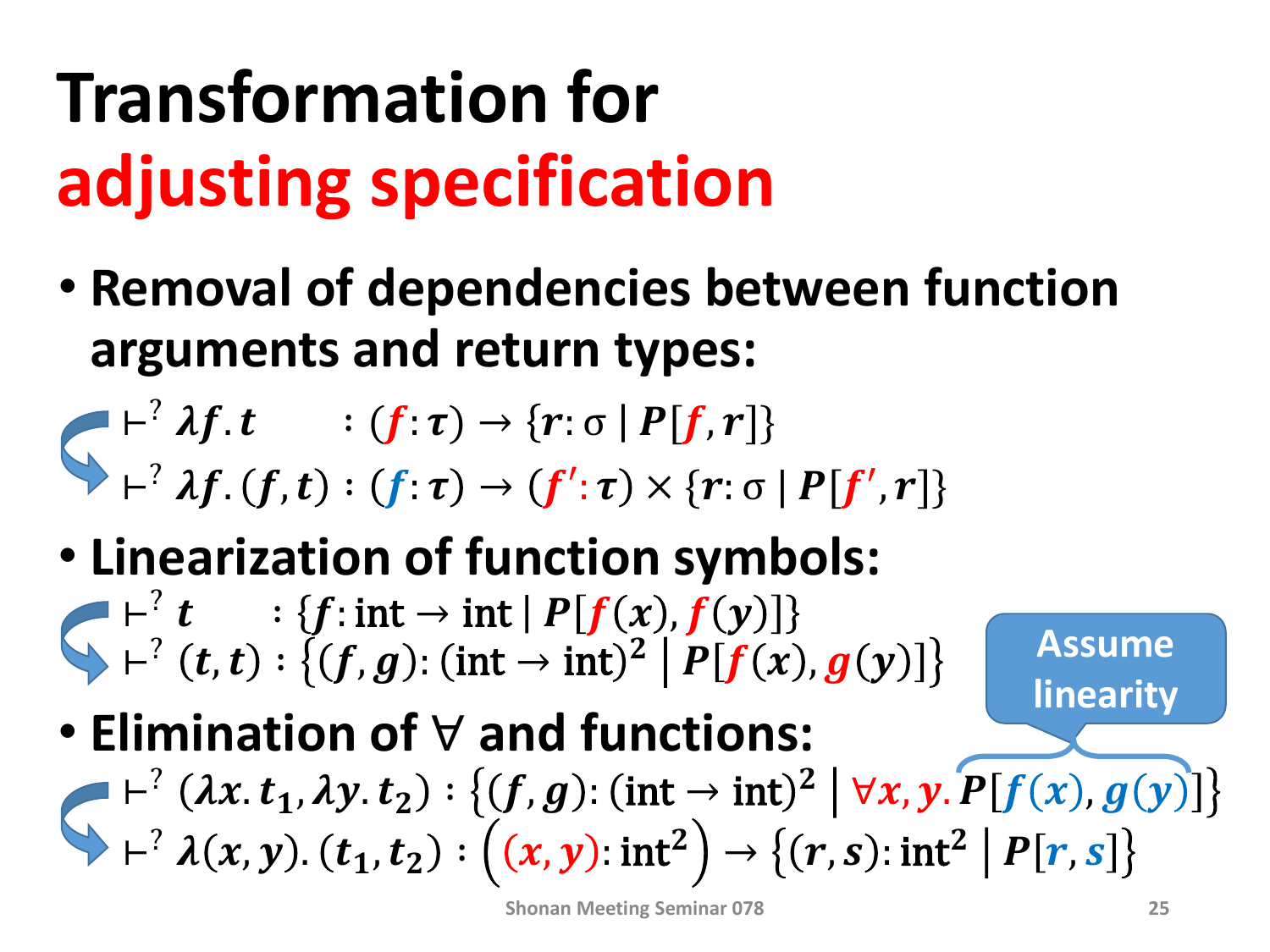# Transformation for adjusting specification

- **Removal of dependencies between function arguments and return types:**

$$\vdash^{?} \lambda f.t \quad : (f\!:\!\tau) \to \{r\!:\!\sigma \mid P[f, r]\}$$

$$\vdash^{?} \lambda f.(f, t) : (f\!:\!\tau) \to (f'\!:\!\tau) \times \{r\!:\!\sigma \mid P[f', r]\}$$

- **Linearization of function symbols:**

$$\vdash^{?} t \quad : \{f\!:\!\mathrm{int} \to \mathrm{int} \mid P[f(x), f(y)]\}$$

$$\vdash^{?} (t, t) : \{(f, g)\!:\!(\mathrm{int} \to \mathrm{int})^2 \mid P[f(x), g(y)]\}$$

- **Elimination of ∀ and functions:**

Assume linearity

$$\vdash^{?} (\lambda x.t_1, \lambda y.t_2) : \{(f, g)\!:\!(\mathrm{int} \to \mathrm{int})^2 \mid \forall x, y.\, P[f(x), g(y)]\}$$

$$\vdash^{?} \lambda(x, y).(t_1, t_2) : \left((x, y)\!:\!\mathrm{int}^2\right) \to \{(r, s)\!:\!\mathrm{int}^2 \mid P[r, s]\}$$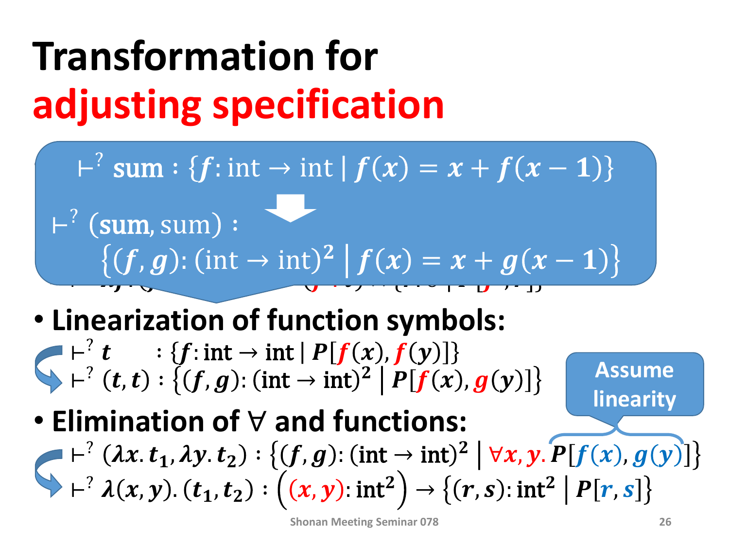# Transformation for adjusting specification

$$\vdash^? \mathbf{sum} : \{f : \mathrm{int} \to \mathrm{int} \mid f(x) = x + f(x-1)\}$$

⇓

$$\vdash^? (\mathbf{sum}, \mathrm{sum}) : \{(f, g) : (\mathrm{int} \to \mathrm{int})^2 \mid f(x) = x + g(x-1)\}$$

- **Linearization of function symbols:**

$$\vdash^? t \quad : \{f : \mathrm{int} \to \mathrm{int} \mid P[f(x), f(y)]\}$$

$$\vdash^? (t, t) : \{(f, g) : (\mathrm{int} \to \mathrm{int})^2 \mid P[f(x), g(y)]\}$$

- **Elimination of ∀ and functions:**

$$\vdash^? (\lambda x. t_1, \lambda y. t_2) : \{(f, g) : (\mathrm{int} \to \mathrm{int})^2 \mid \forall x, y. P[f(x), g(y)]\}$$

$$\vdash^? \lambda(x, y). (t_1, t_2) : \left((x, y) : \mathrm{int}^2\right) \to \{(r, s) : \mathrm{int}^2 \mid P[r, s]\}$$

Assume linearity

Shonan Meeting Seminar 078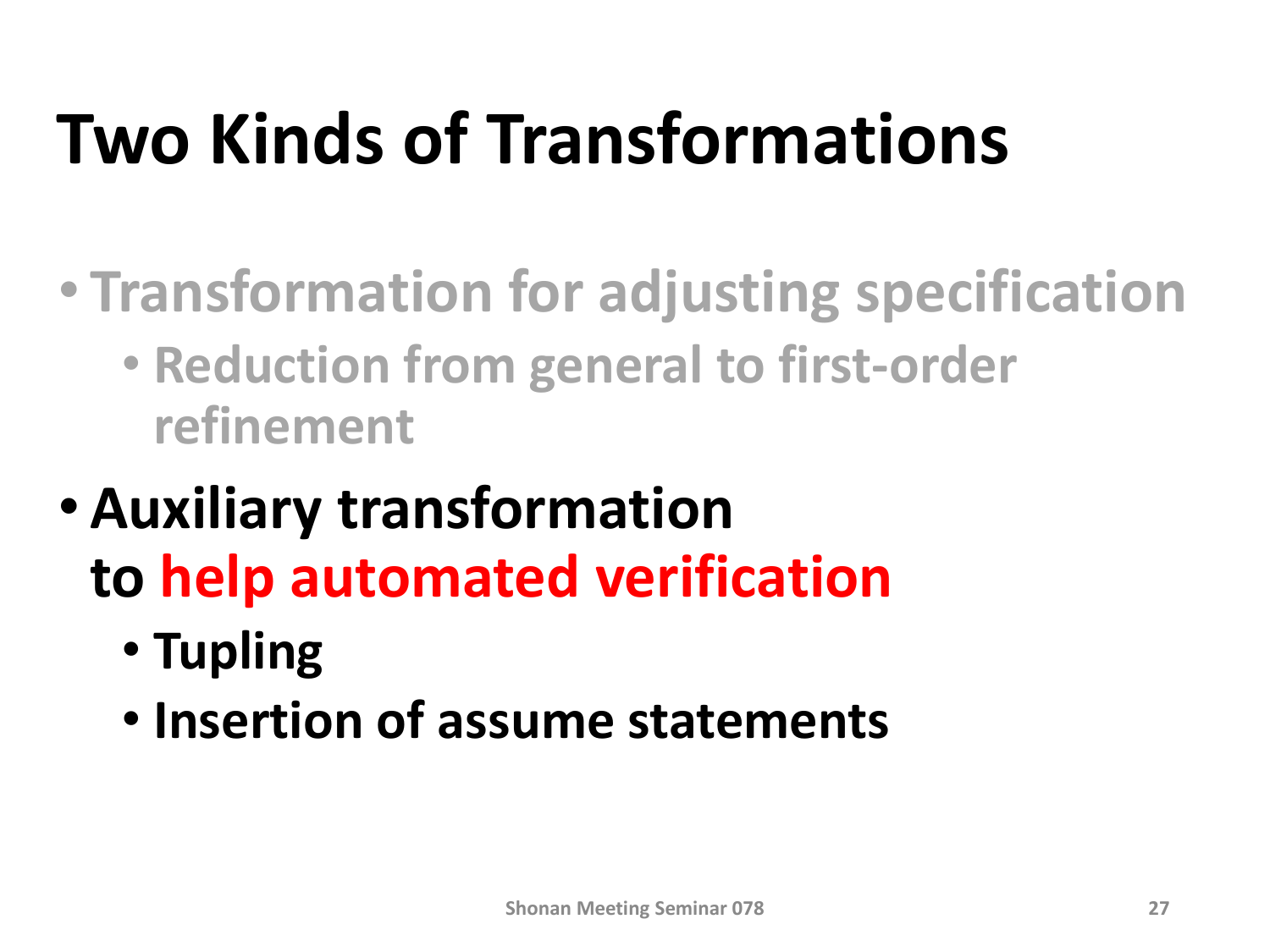# Two Kinds of Transformations

- Transformation for adjusting specification
  - Reduction from general to first-order refinement
- **Auxiliary transformation to help automated verification**
  - **Tupling**
  - **Insertion of assume statements**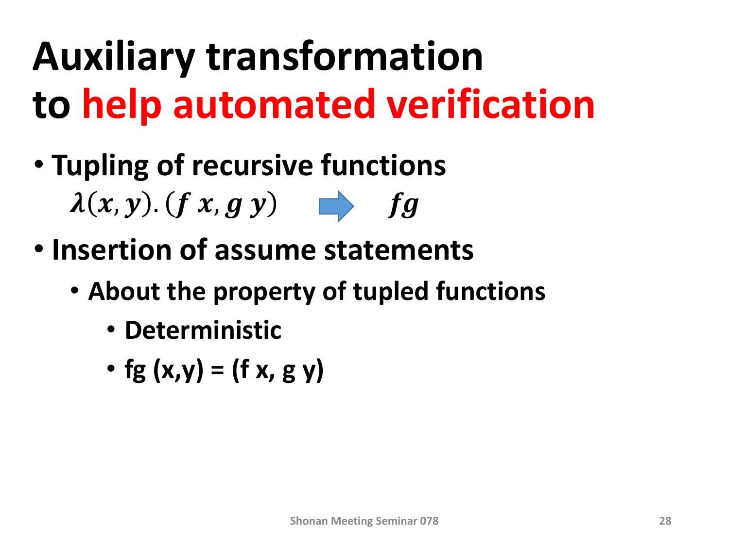# Auxiliary transformation to help automated verification

- **Tupling of recursive functions**

  $\lambda(x, y).\,(f\ x, g\ y) \Rightarrow fg$

- **Insertion of assume statements**
  - **About the property of tupled functions**
    - **Deterministic**
    - **fg (x,y) = (f x, g y)**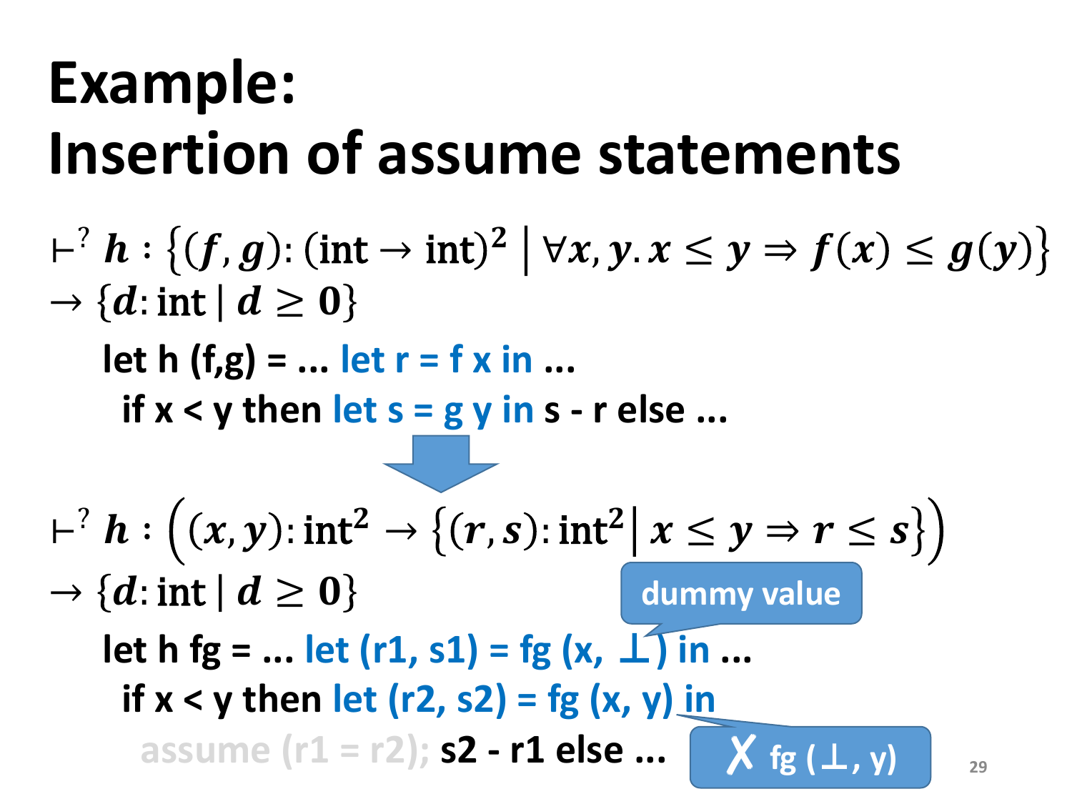# Example: Insertion of assume statements

$$\vdash^? h : \{(f, g) : (\text{int} \to \text{int})^2 \mid \forall x, y. x \leq y \Rightarrow f(x) \leq g(y)\}$$
$$\to \{d : \text{int} \mid d \geq 0\}$$

```
let h (f,g) = ... let r = f x in ...
  if x < y then let s = g y in s - r else ...
```

$$\vdash^? h : \Big((x, y) : \text{int}^2 \to \{(r, s) : \text{int}^2 \mid x \leq y \Rightarrow r \leq s\}\Big)$$
$$\to \{d : \text{int} \mid d \geq 0\}$$

```
let h fg = ... let (r1, s1) = fg (x, ⊥) in ...
  if x < y then let (r2, s2) = fg (x, y) in
    assume (r1 = r2); s2 - r1 else ...
```

dummy value

✗ fg (⊥, y)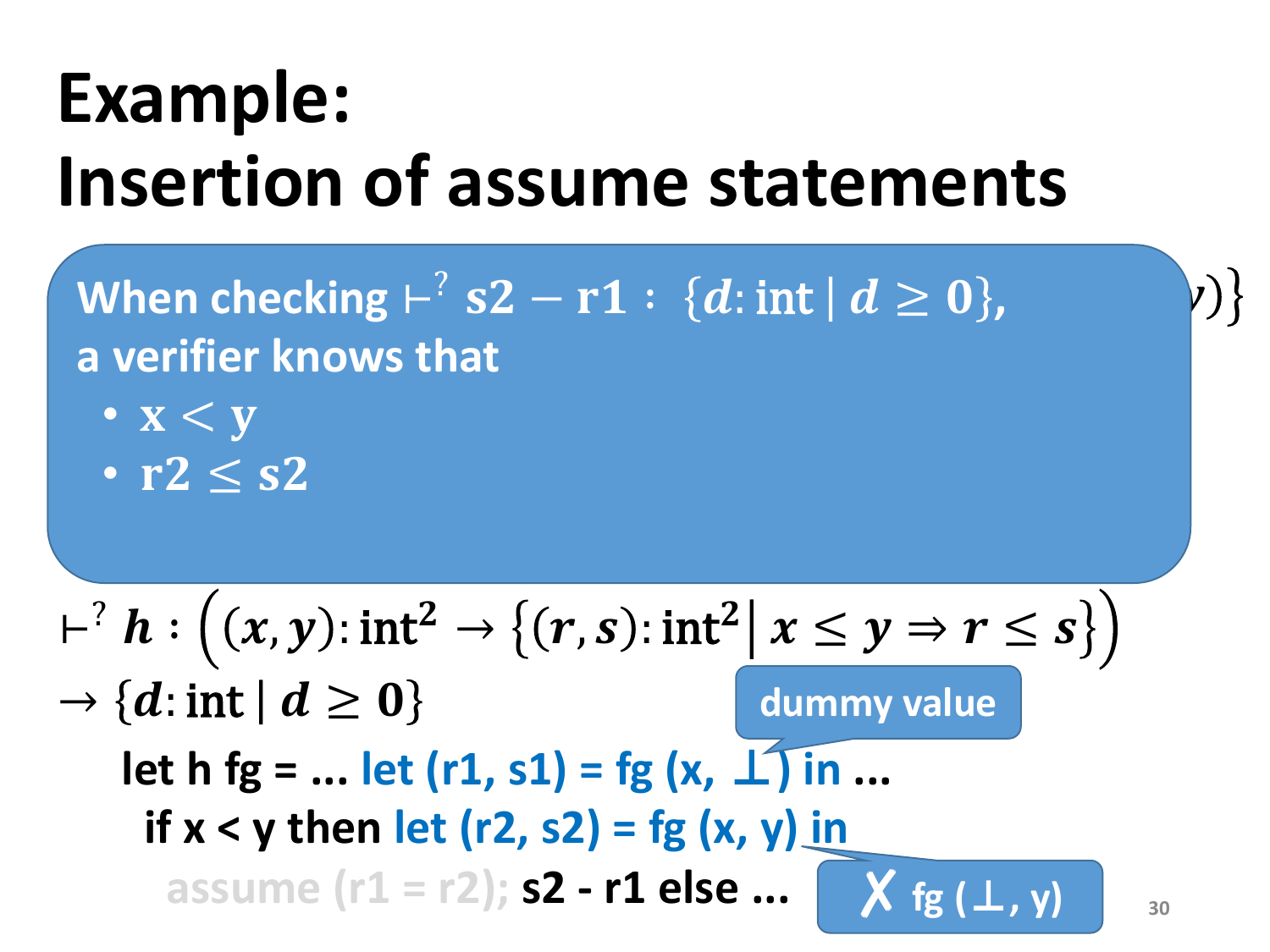# Example:
# Insertion of assume statements

When checking $\vdash^? \mathbf{s2} - \mathbf{r1} : \{d\!: \mathrm{int} \mid d \geq 0\}$,
a verifier knows that

- $\mathbf{x} < \mathbf{y}$
- $\mathbf{r2} \leq \mathbf{s2}$

$y)\}$

$$\vdash^? h : \Big((x, y)\!: \mathrm{int}^2 \rightarrow \big\{(r, s)\!: \mathrm{int}^2 \,\big|\, x \leq y \Rightarrow r \leq s\big\}\Big)$$
$$\rightarrow \{d\!: \mathrm{int} \mid d \geq 0\}$$

dummy value

```
let h fg = ... let (r1, s1) = fg (x, ⊥) in ...
  if x < y then let (r2, s2) = fg (x, y) in
    assume (r1 = r2); s2 - r1 else ...
```

✗ fg (⊥, y)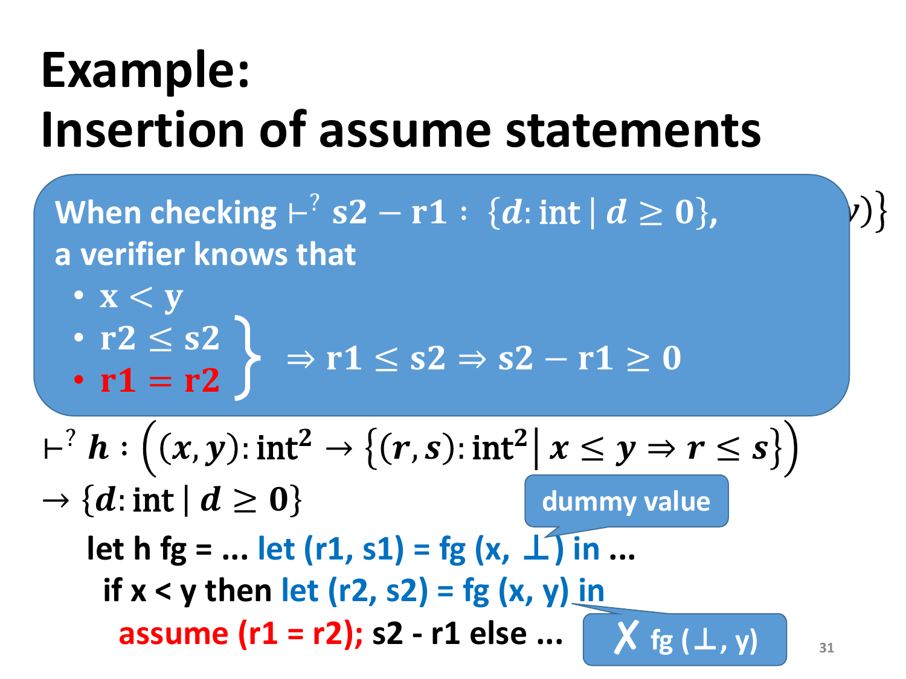# Example: Insertion of assume statements

When checking $\vdash^{?}$ $\mathbf{s2} - \mathbf{r1} : \{d\!: \mathrm{int} \mid d \geq 0\}$,
a verifier knows that

- $\mathbf{x} < \mathbf{y}$
- $\mathbf{r2} \leq \mathbf{s2}$
- $\mathbf{r1} = \mathbf{r2}$

$\Rightarrow \mathbf{r1} \leq \mathbf{s2} \Rightarrow \mathbf{s2} - \mathbf{r1} \geq 0$

$\vdash^{?}$ $h : \Big((x,y)\!: \mathrm{int}^2 \rightarrow \{(r,s)\!: \mathrm{int}^2 \mid x \leq y \Rightarrow r \leq s\}\Big)$
$\rightarrow \{d\!: \mathrm{int} \mid d \geq 0\}$

dummy value

```
let h fg = ... let (r1, s1) = fg (x, ⊥) in ...
  if x < y then let (r2, s2) = fg (x, y) in
    assume (r1 = r2); s2 - r1 else ...
```

✗ fg (⊥, y)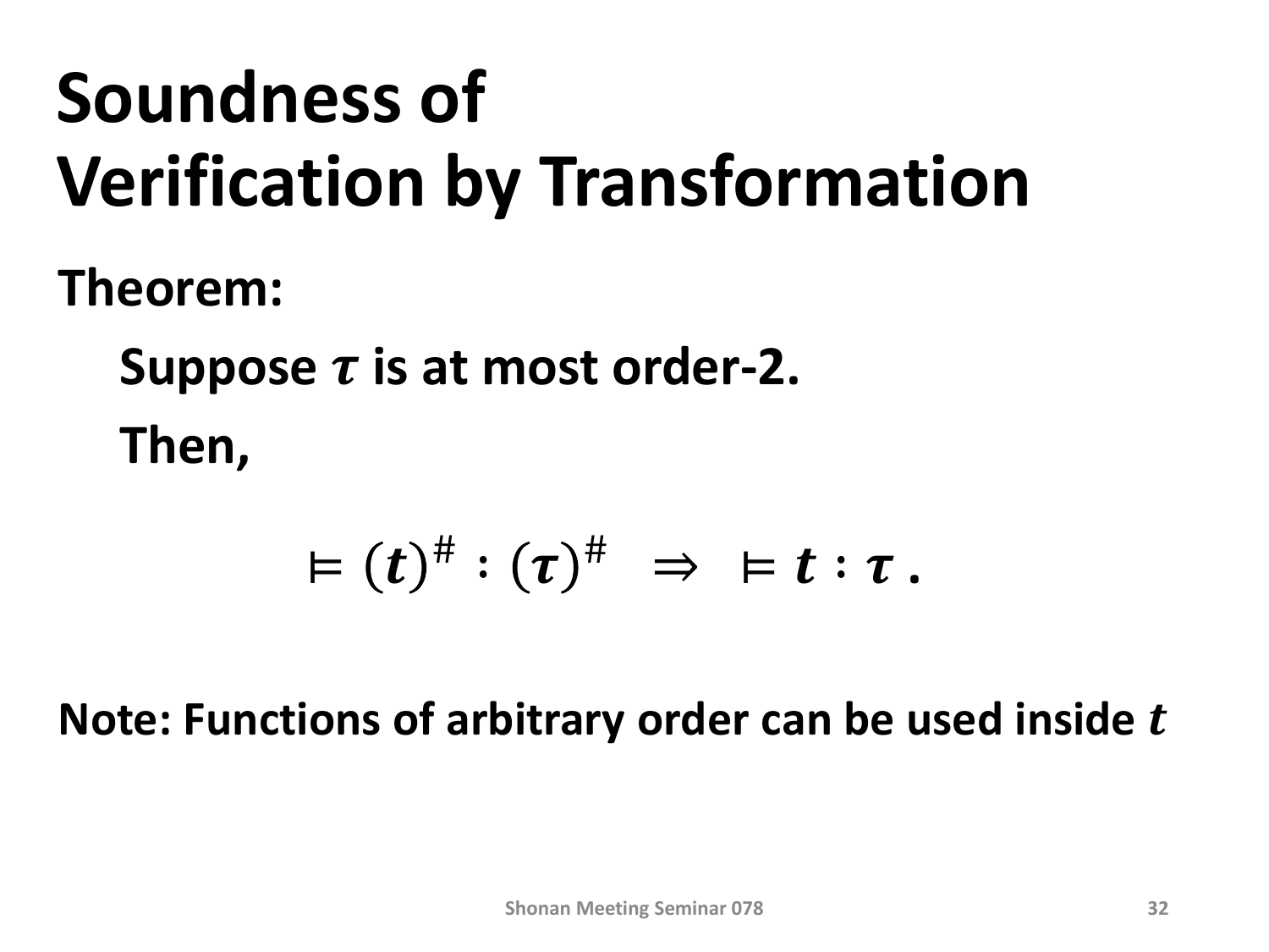# Soundness of Verification by Transformation

**Theorem:**

**Suppose $\tau$ is at most order-2.**

**Then,**

$$\models (t)^{\#} : (\tau)^{\#} \;\; \Rightarrow \;\; \models t : \tau \, .$$

**Note: Functions of arbitrary order can be used inside $t$**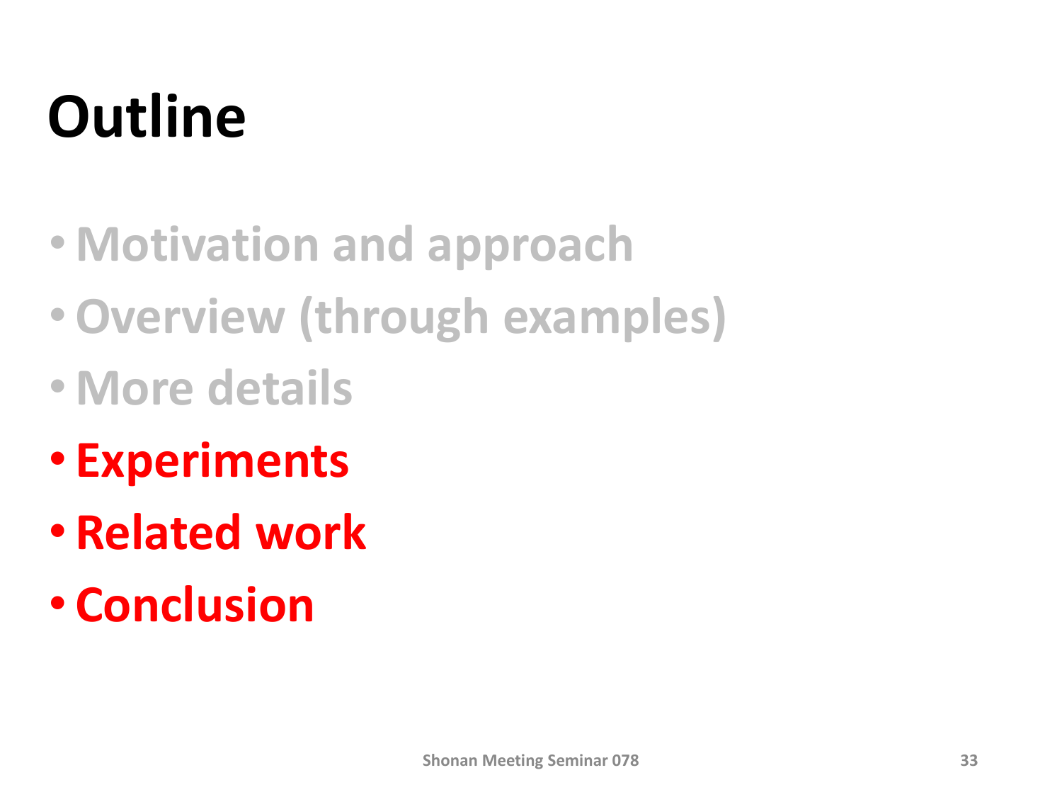# Outline

- Motivation and approach
- Overview (through examples)
- More details
- **Experiments**
- **Related work**
- **Conclusion**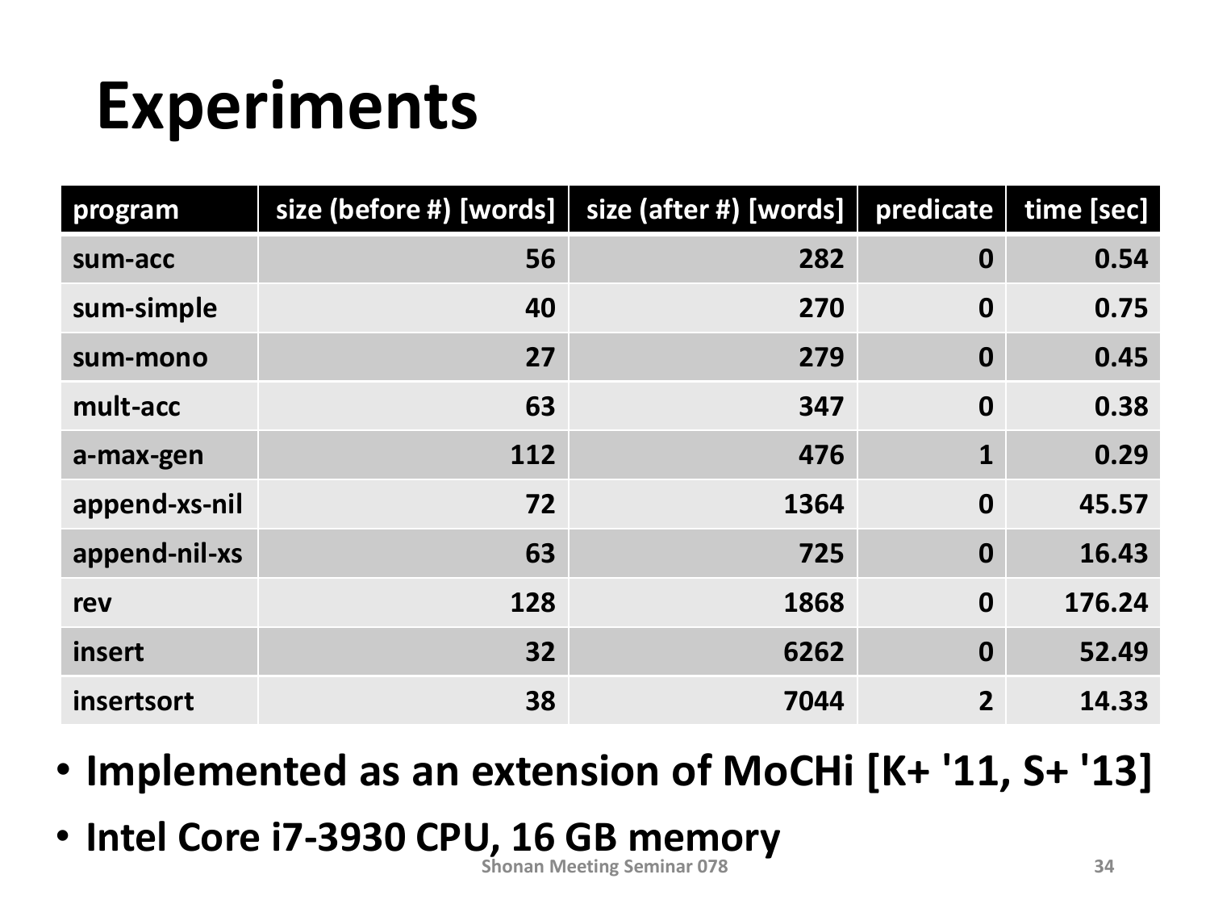# Experiments

| program | size (before #) [words] | size (after #) [words] | predicate | time [sec] |
|---|---|---|---|---|
| sum-acc | 56 | 282 | 0 | 0.54 |
| sum-simple | 40 | 270 | 0 | 0.75 |
| sum-mono | 27 | 279 | 0 | 0.45 |
| mult-acc | 63 | 347 | 0 | 0.38 |
| a-max-gen | 112 | 476 | 1 | 0.29 |
| append-xs-nil | 72 | 1364 | 0 | 45.57 |
| append-nil-xs | 63 | 725 | 0 | 16.43 |
| rev | 128 | 1868 | 0 | 176.24 |
| insert | 32 | 6262 | 0 | 52.49 |
| insertsort | 38 | 7044 | 2 | 14.33 |

- **Implemented as an extension of MoCHi [K+ '11, S+ '13]**
- **Intel Core i7-3930 CPU, 16 GB memory**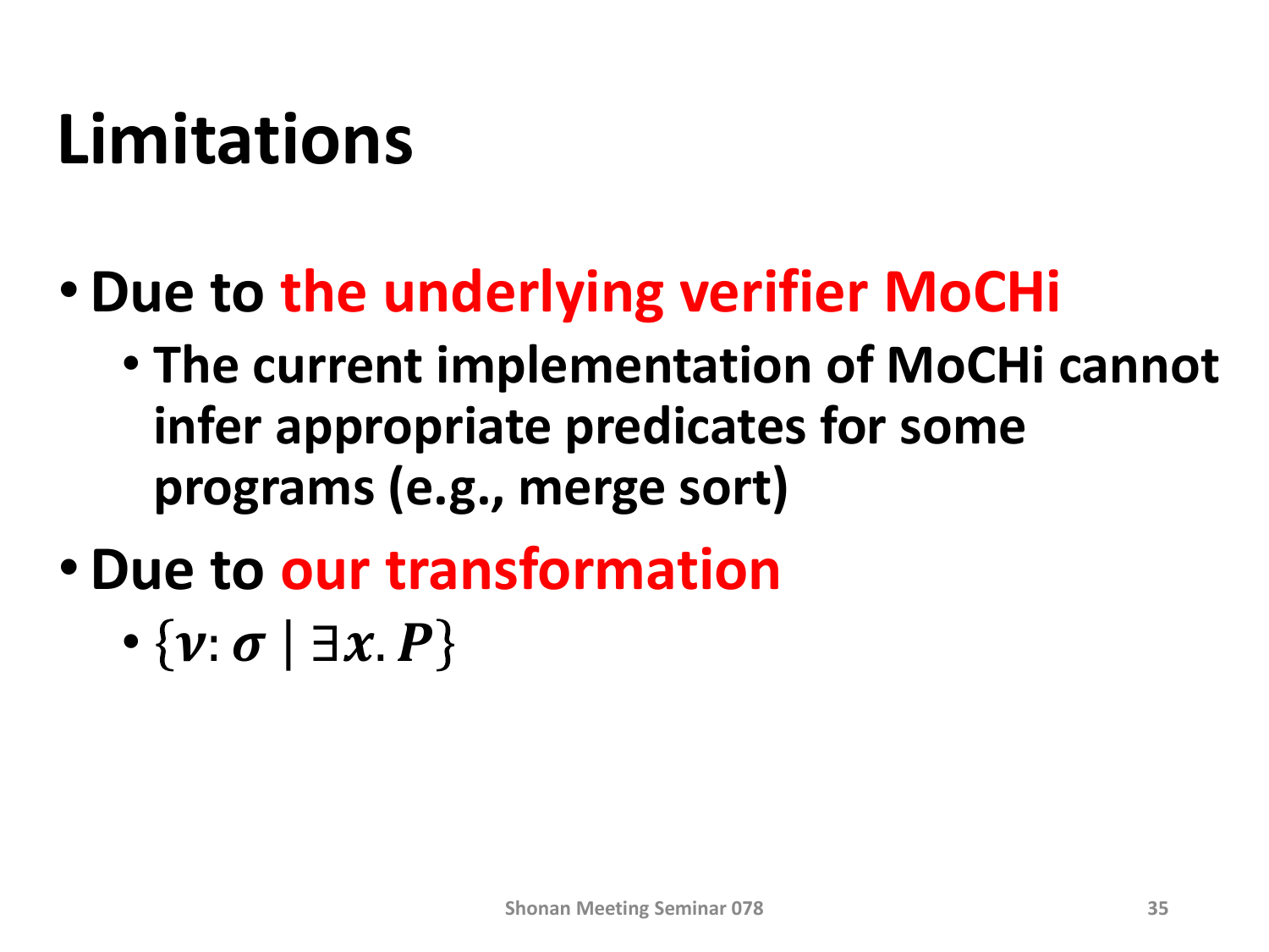# Limitations

- **Due to the underlying verifier MoCHi**
  - **The current implementation of MoCHi cannot infer appropriate predicates for some programs (e.g., merge sort)**
- **Due to our transformation**
  - $\{\boldsymbol{\nu}: \boldsymbol{\sigma} \mid \exists \boldsymbol{x}. \boldsymbol{P}\}$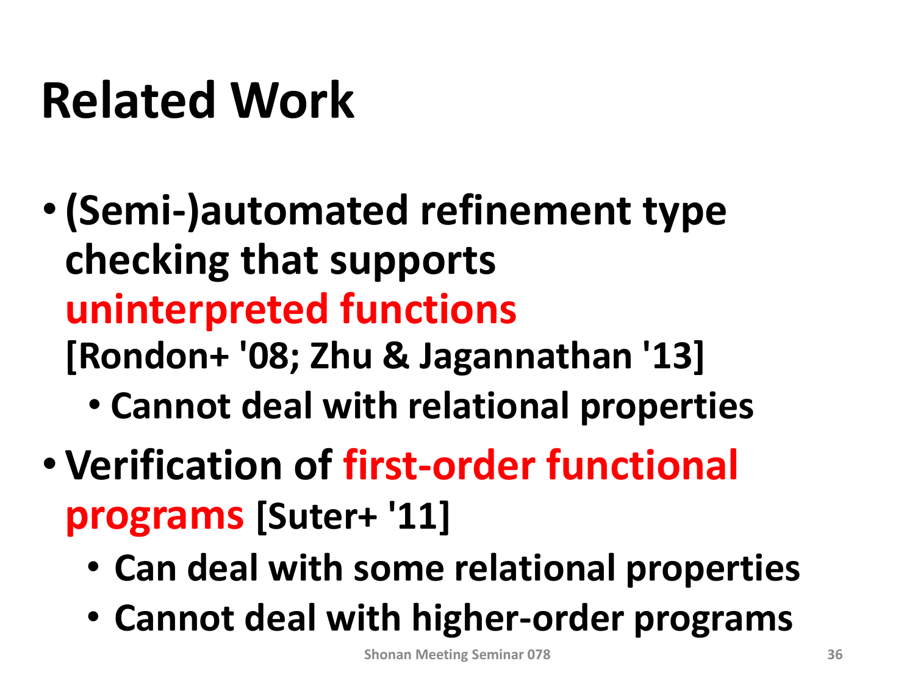# Related Work

- **(Semi-)automated refinement type checking that supports uninterpreted functions [Rondon+ '08; Zhu & Jagannathan '13]**
  - **Cannot deal with relational properties**
- **Verification of first-order functional programs [Suter+ '11]**
  - **Can deal with some relational properties**
  - **Cannot deal with higher-order programs**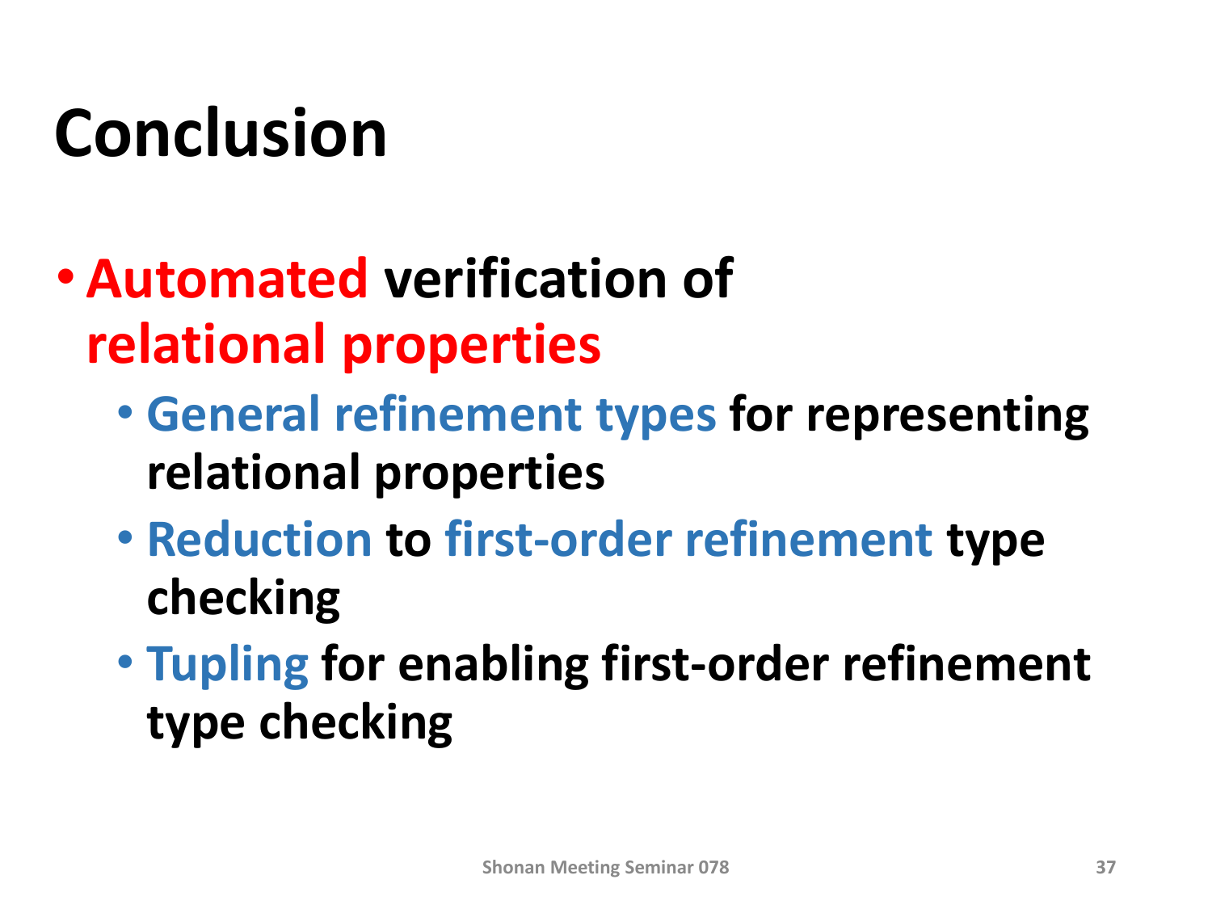# Conclusion

- **Automated verification of relational properties**
  - **General refinement types for representing relational properties**
  - **Reduction to first-order refinement type checking**
  - **Tupling for enabling first-order refinement type checking**